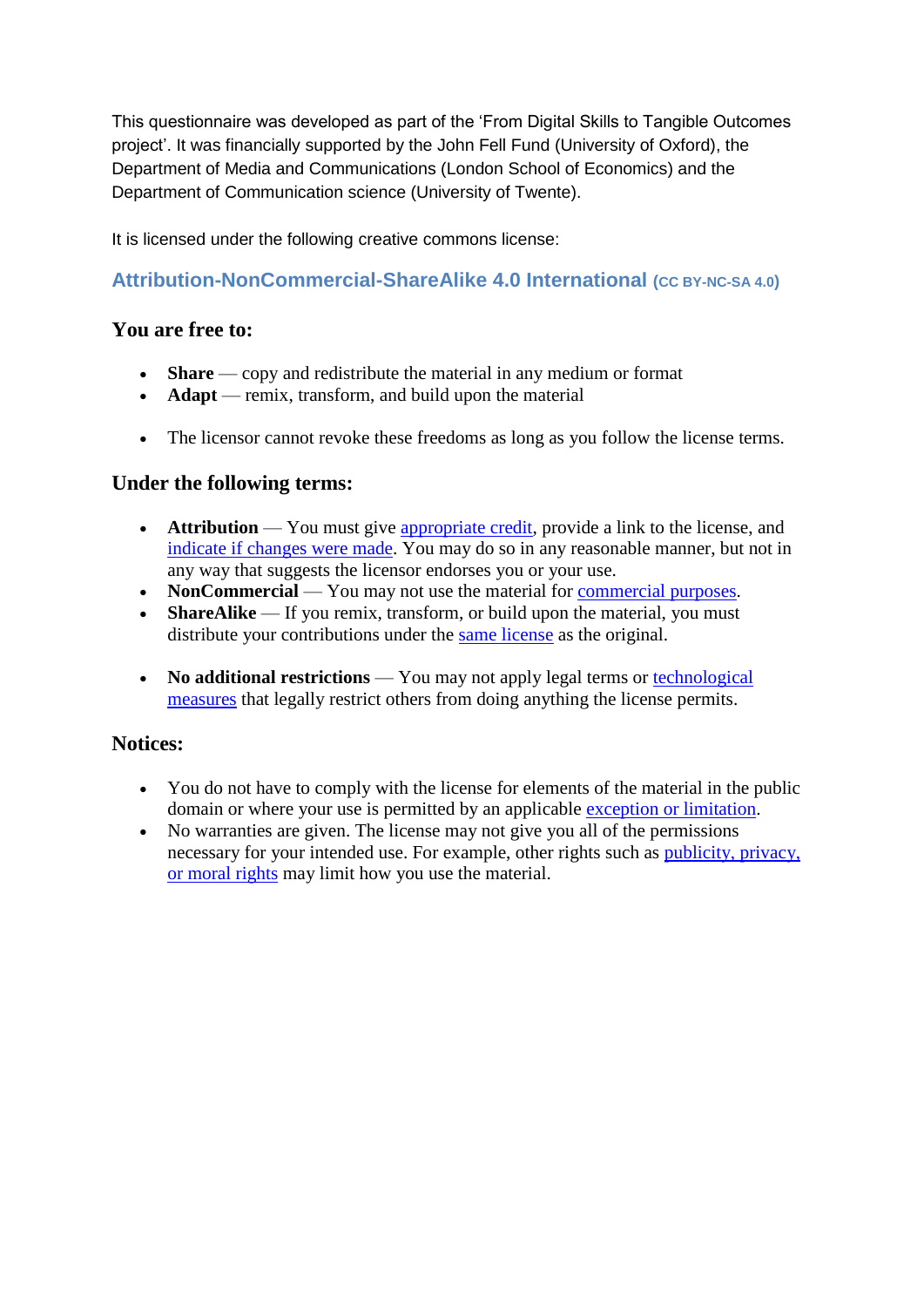This questionnaire was developed as part of the 'From Digital Skills to Tangible Outcomes project'. It was financially supported by the John Fell Fund (University of Oxford), the Department of Media and Communications (London School of Economics) and the Department of Communication science (University of Twente).

It is licensed under the following creative commons license:

### Attribution-NonCommercial-ShareAlike 4.0 International (CC BY-NC-SA 4.0)

## You are free to:

- **Share** — copy and redistribute the material in any medium or format
- **Adapt** — remix, transform, and build upon the material

- The licensor cannot revoke these freedoms as long as you follow the license terms.

## Under the following terms:

- **Attribution** — You must give appropriate credit, provide a link to the license, and indicate if changes were made. You may do so in any reasonable manner, but not in any way that suggests the licensor endorses you or your use.
- **NonCommercial** — You may not use the material for commercial purposes.
- **ShareAlike** — If you remix, transform, or build upon the material, you must distribute your contributions under the same license as the original.

- **No additional restrictions** — You may not apply legal terms or technological measures that legally restrict others from doing anything the license permits.

## Notices:

- You do not have to comply with the license for elements of the material in the public domain or where your use is permitted by an applicable exception or limitation.
- No warranties are given. The license may not give you all of the permissions necessary for your intended use. For example, other rights such as publicity, privacy, or moral rights may limit how you use the material.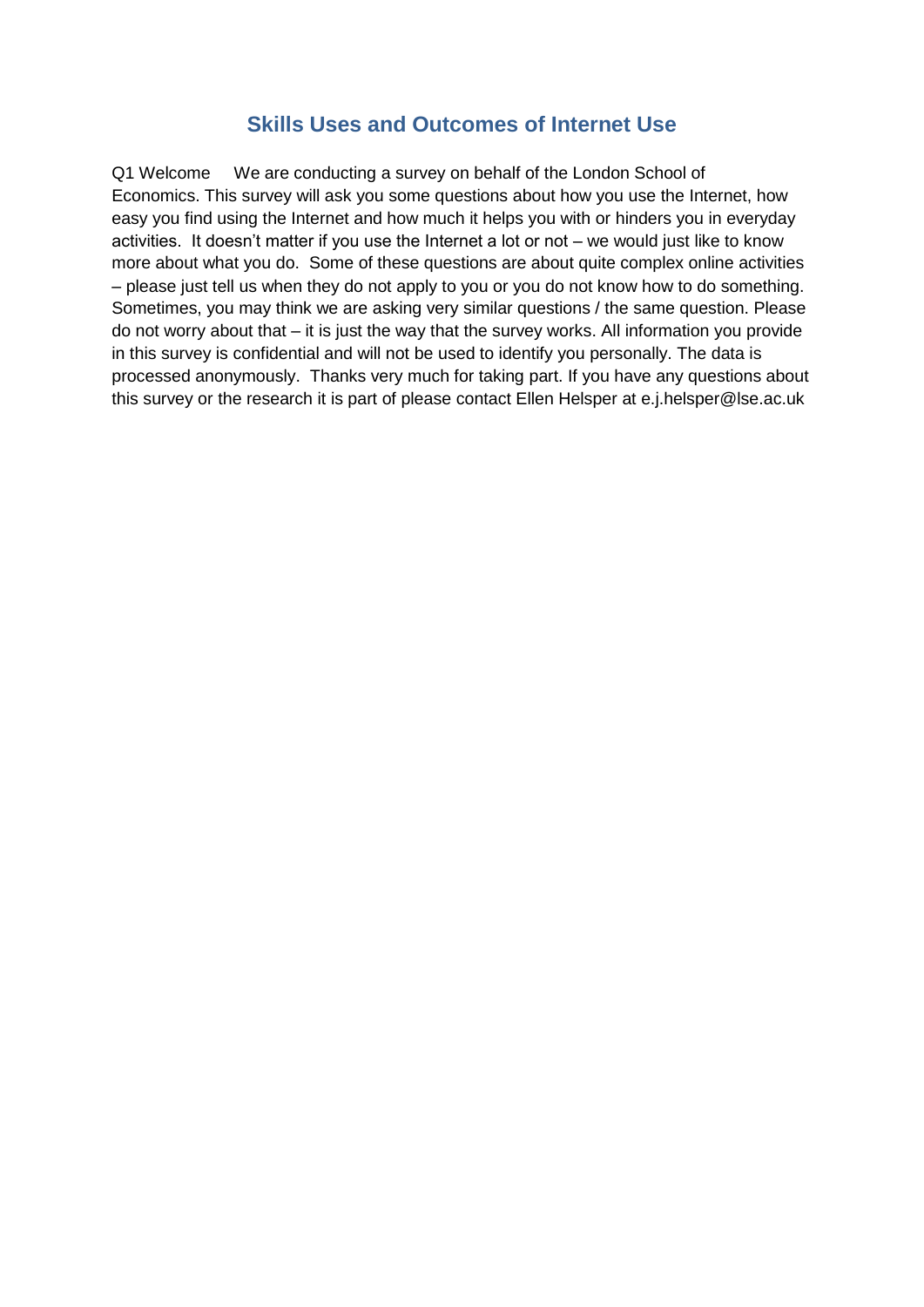## Skills Uses and Outcomes of Internet Use

Q1 Welcome We are conducting a survey on behalf of the London School of Economics. This survey will ask you some questions about how you use the Internet, how easy you find using the Internet and how much it helps you with or hinders you in everyday activities. It doesn't matter if you use the Internet a lot or not – we would just like to know more about what you do. Some of these questions are about quite complex online activities – please just tell us when they do not apply to you or you do not know how to do something. Sometimes, you may think we are asking very similar questions / the same question. Please do not worry about that – it is just the way that the survey works. All information you provide in this survey is confidential and will not be used to identify you personally. The data is processed anonymously. Thanks very much for taking part. If you have any questions about this survey or the research it is part of please contact Ellen Helsper at e.j.helsper@lse.ac.uk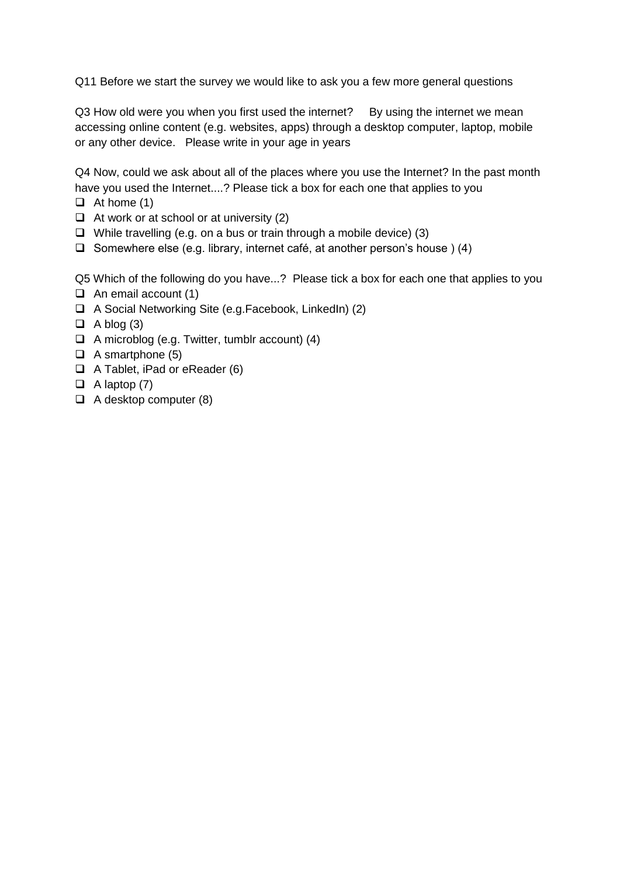Q11 Before we start the survey we would like to ask you a few more general questions

Q3 How old were you when you first used the internet?   By using the internet we mean accessing online content (e.g. websites, apps) through a desktop computer, laptop, mobile or any other device.  Please write in your age in years

Q4 Now, could we ask about all of the places where you use the Internet? In the past month have you used the Internet....? Please tick a box for each one that applies to you

- ❑ At home (1)
- ❑ At work or at school or at university (2)
- ❑ While travelling (e.g. on a bus or train through a mobile device) (3)
- ❑ Somewhere else (e.g. library, internet café, at another person's house ) (4)

Q5 Which of the following do you have...?  Please tick a box for each one that applies to you

- ❑ An email account (1)
- ❑ A Social Networking Site (e.g.Facebook, LinkedIn) (2)
- ❑ A blog (3)
- ❑ A microblog (e.g. Twitter, tumblr account) (4)
- ❑ A smartphone (5)
- ❑ A Tablet, iPad or eReader (6)
- ❑ A laptop (7)
- ❑ A desktop computer (8)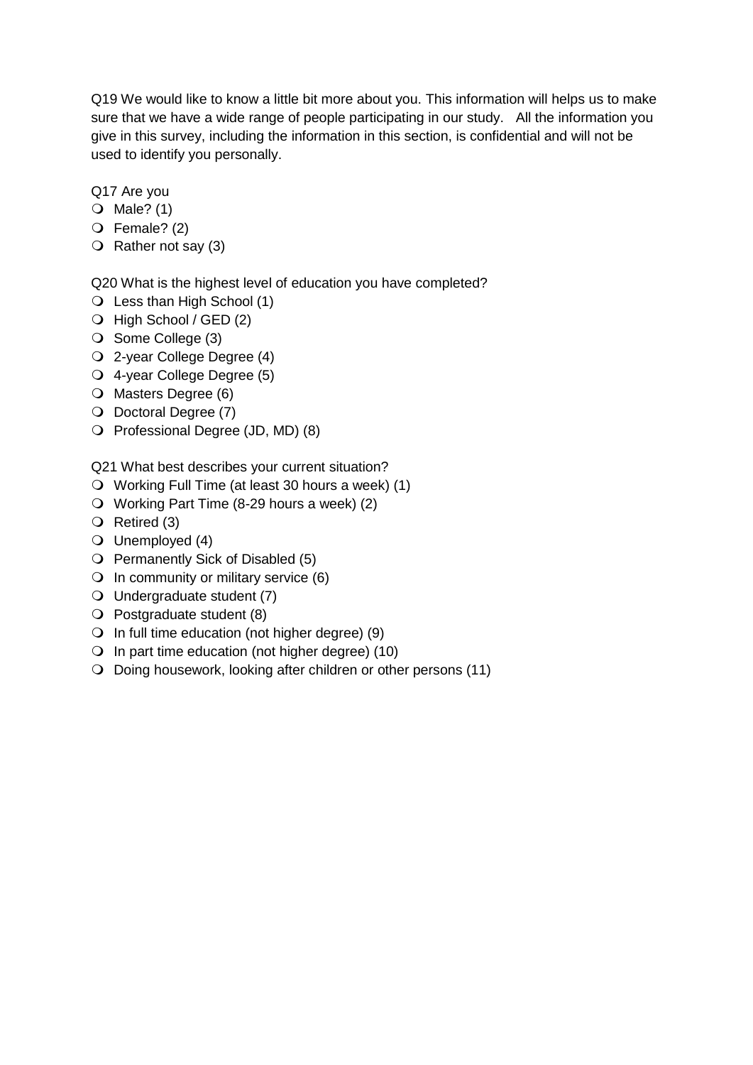Q19 We would like to know a little bit more about you. This information will helps us to make sure that we have a wide range of people participating in our study.   All the information you give in this survey, including the information in this section, is confidential and will not be used to identify you personally.

Q17 Are you

- Male? (1)
- Female? (2)
- Rather not say (3)

Q20 What is the highest level of education you have completed?

- Less than High School (1)
- High School / GED (2)
- Some College (3)
- 2-year College Degree (4)
- 4-year College Degree (5)
- Masters Degree (6)
- Doctoral Degree (7)
- Professional Degree (JD, MD) (8)

Q21 What best describes your current situation?

- Working Full Time (at least 30 hours a week) (1)
- Working Part Time (8-29 hours a week) (2)
- Retired (3)
- Unemployed (4)
- Permanently Sick of Disabled (5)
- In community or military service (6)
- Undergraduate student (7)
- Postgraduate student (8)
- In full time education (not higher degree) (9)
- In part time education (not higher degree) (10)
- Doing housework, looking after children or other persons (11)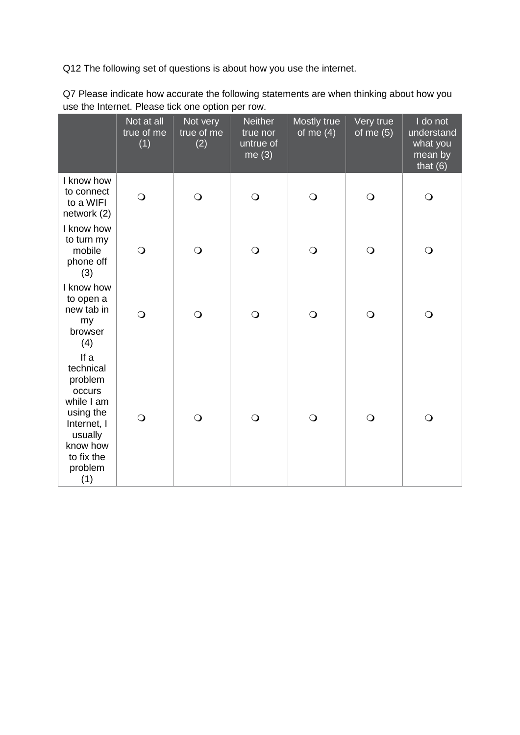Q12 The following set of questions is about how you use the internet.

Q7 Please indicate how accurate the following statements are when thinking about how you use the Internet. Please tick one option per row.

| | Not at all true of me (1) | Not very true of me (2) | Neither true nor untrue of me (3) | Mostly true of me (4) | Very true of me (5) | I do not understand what you mean by that (6) |
|---|---|---|---|---|---|---|
| I know how to connect to a WIFI network (2) | ❍ | ❍ | ❍ | ❍ | ❍ | ❍ |
| I know how to turn my mobile phone off (3) | ❍ | ❍ | ❍ | ❍ | ❍ | ❍ |
| I know how to open a new tab in my browser (4) | ❍ | ❍ | ❍ | ❍ | ❍ | ❍ |
| If a technical problem occurs while I am using the Internet, I usually know how to fix the problem (1) | ❍ | ❍ | ❍ | ❍ | ❍ | ❍ |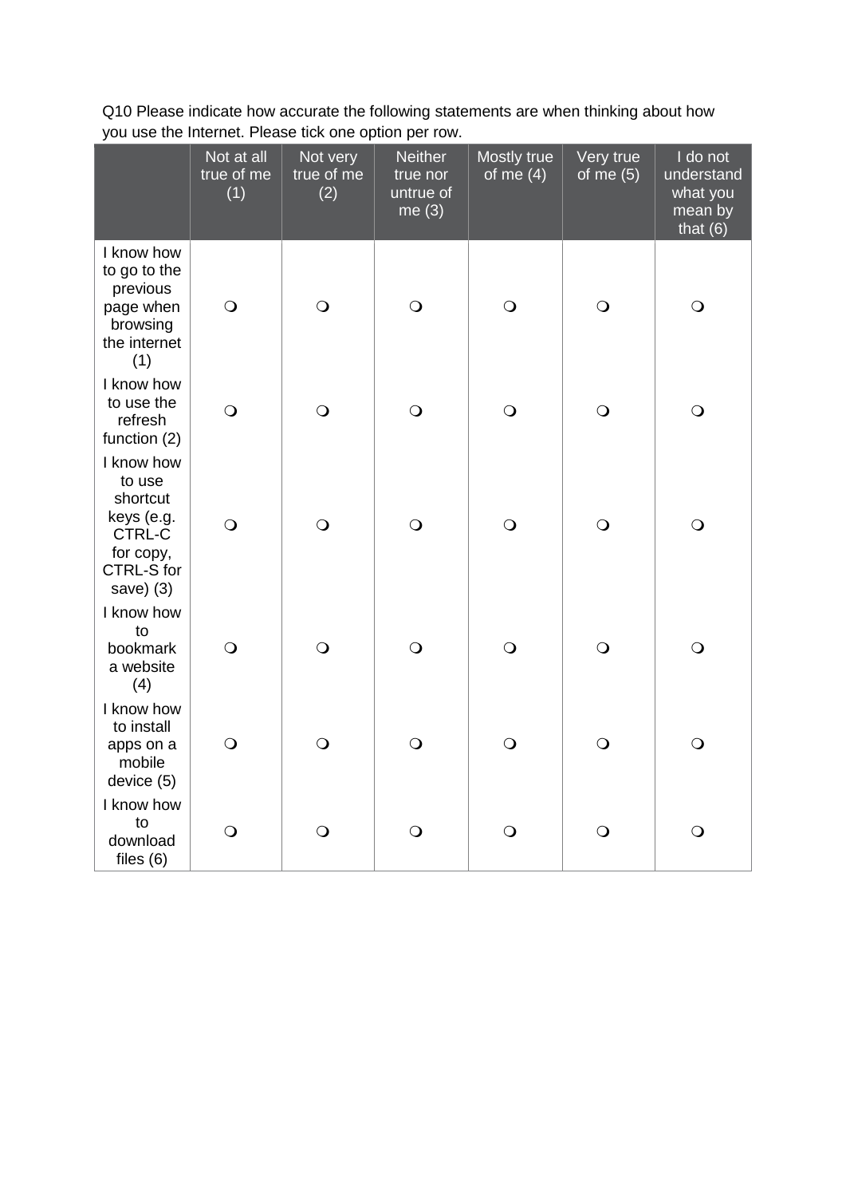Q10 Please indicate how accurate the following statements are when thinking about how you use the Internet. Please tick one option per row.

| | Not at all true of me (1) | Not very true of me (2) | Neither true nor untrue of me (3) | Mostly true of me (4) | Very true of me (5) | I do not understand what you mean by that (6) |
|---|---|---|---|---|---|---|
| I know how to go to the previous page when browsing the internet (1) | ❍ | ❍ | ❍ | ❍ | ❍ | ❍ |
| I know how to use the refresh function (2) | ❍ | ❍ | ❍ | ❍ | ❍ | ❍ |
| I know how to use shortcut keys (e.g. CTRL-C for copy, CTRL-S for save) (3) | ❍ | ❍ | ❍ | ❍ | ❍ | ❍ |
| I know how to bookmark a website (4) | ❍ | ❍ | ❍ | ❍ | ❍ | ❍ |
| I know how to install apps on a mobile device (5) | ❍ | ❍ | ❍ | ❍ | ❍ | ❍ |
| I know how to download files (6) | ❍ | ❍ | ❍ | ❍ | ❍ | ❍ |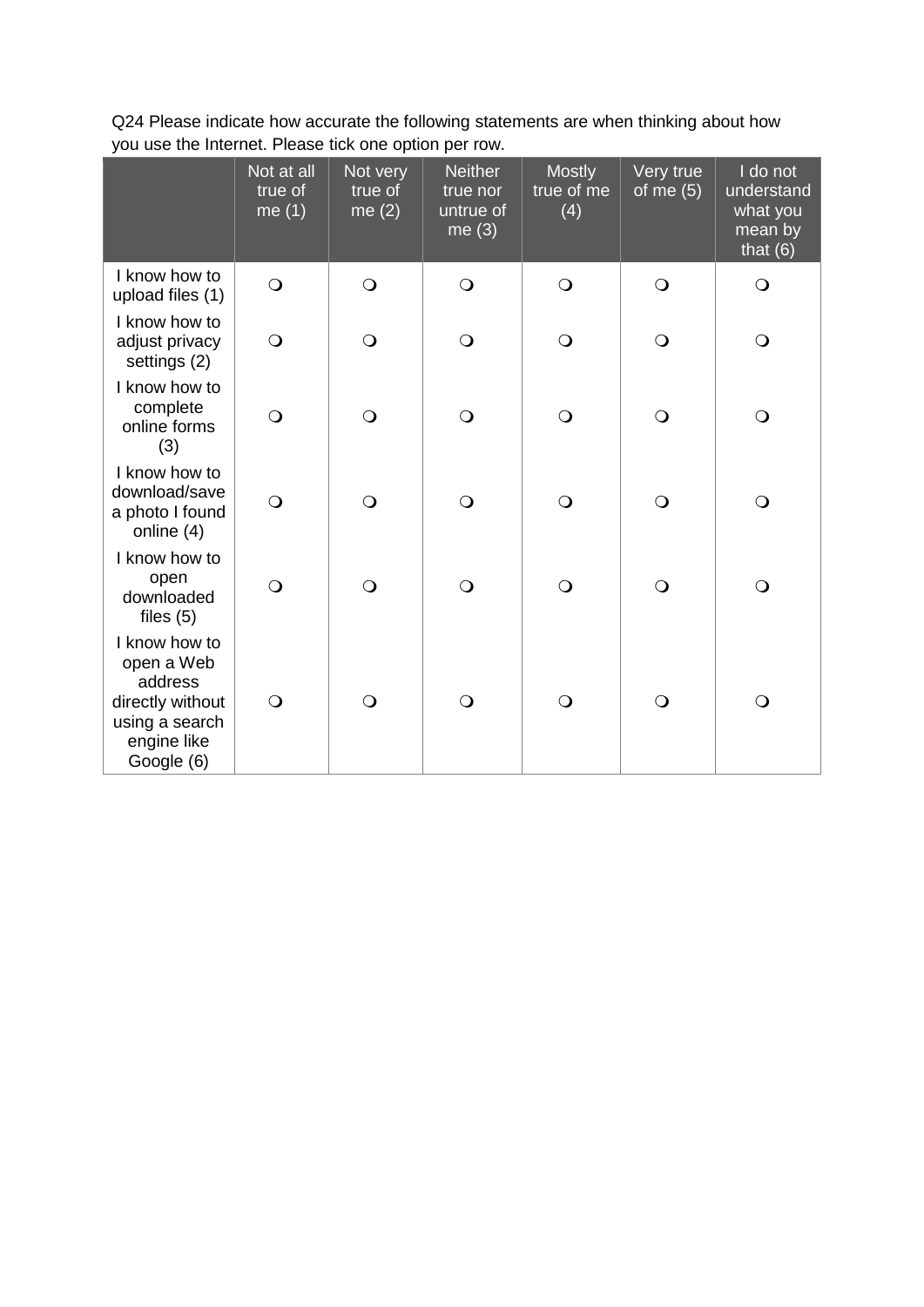Q24 Please indicate how accurate the following statements are when thinking about how you use the Internet. Please tick one option per row.

| | Not at all true of me (1) | Not very true of me (2) | Neither true nor untrue of me (3) | Mostly true of me (4) | Very true of me (5) | I do not understand what you mean by that (6) |
|---|---|---|---|---|---|---|
| I know how to upload files (1) | ❍ | ❍ | ❍ | ❍ | ❍ | ❍ |
| I know how to adjust privacy settings (2) | ❍ | ❍ | ❍ | ❍ | ❍ | ❍ |
| I know how to complete online forms (3) | ❍ | ❍ | ❍ | ❍ | ❍ | ❍ |
| I know how to download/save a photo I found online (4) | ❍ | ❍ | ❍ | ❍ | ❍ | ❍ |
| I know how to open downloaded files (5) | ❍ | ❍ | ❍ | ❍ | ❍ | ❍ |
| I know how to open a Web address directly without using a search engine like Google (6) | ❍ | ❍ | ❍ | ❍ | ❍ | ❍ |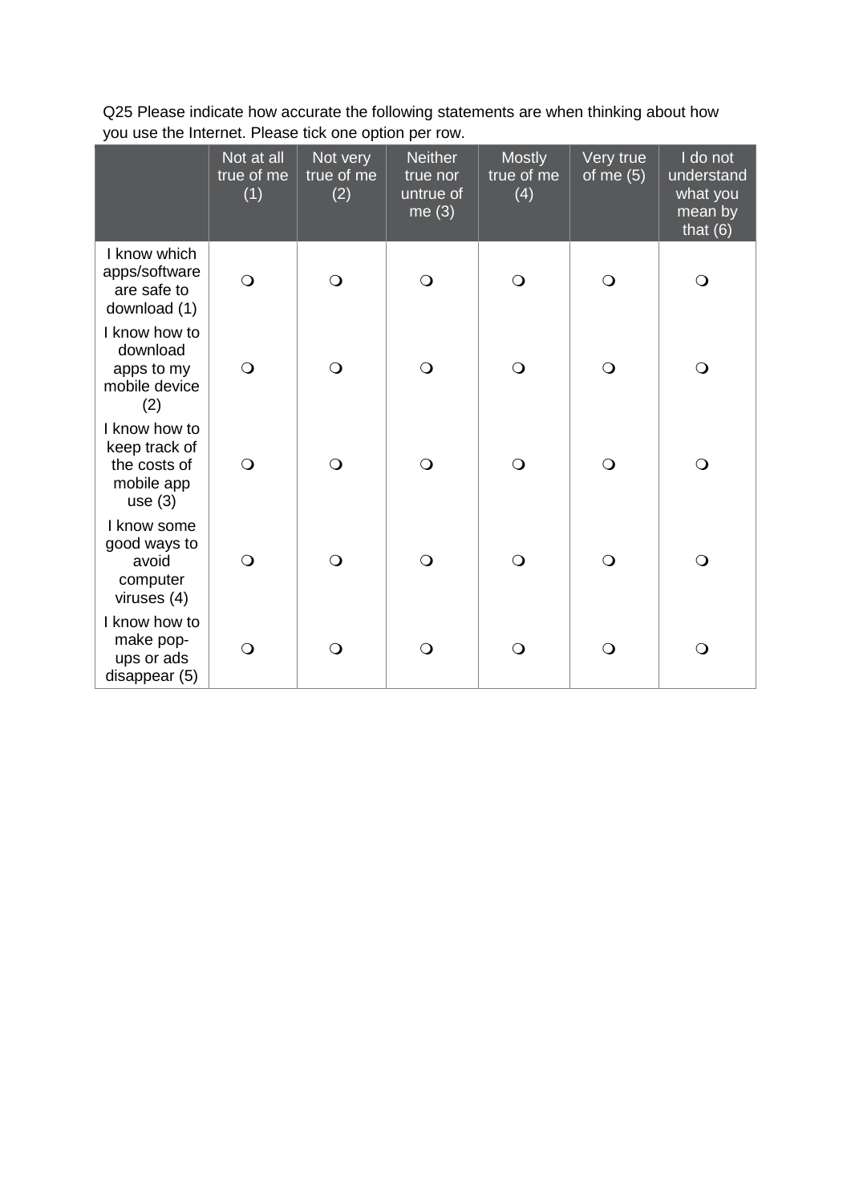Q25 Please indicate how accurate the following statements are when thinking about how you use the Internet. Please tick one option per row.

| | Not at all true of me (1) | Not very true of me (2) | Neither true nor untrue of me (3) | Mostly true of me (4) | Very true of me (5) | I do not understand what you mean by that (6) |
|---|---|---|---|---|---|---|
| I know which apps/software are safe to download (1) | ❍ | ❍ | ❍ | ❍ | ❍ | ❍ |
| I know how to download apps to my mobile device (2) | ❍ | ❍ | ❍ | ❍ | ❍ | ❍ |
| I know how to keep track of the costs of mobile app use (3) | ❍ | ❍ | ❍ | ❍ | ❍ | ❍ |
| I know some good ways to avoid computer viruses (4) | ❍ | ❍ | ❍ | ❍ | ❍ | ❍ |
| I know how to make pop-ups or ads disappear (5) | ❍ | ❍ | ❍ | ❍ | ❍ | ❍ |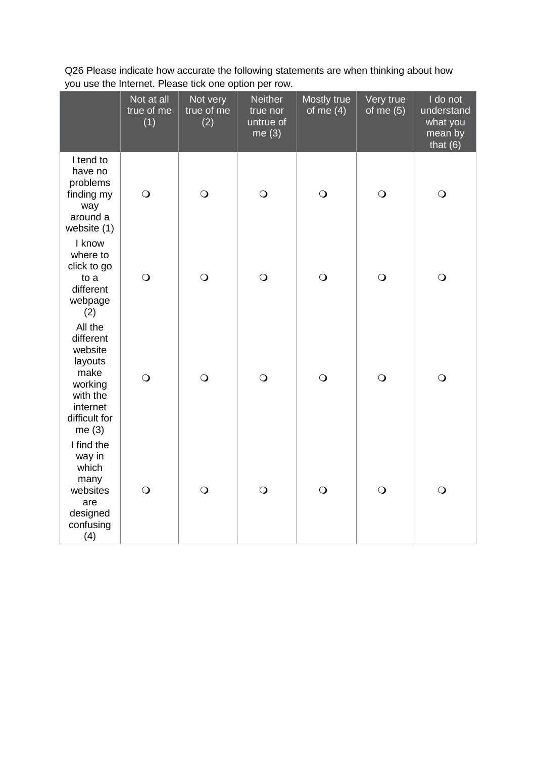Q26 Please indicate how accurate the following statements are when thinking about how you use the Internet. Please tick one option per row.

| | Not at all true of me (1) | Not very true of me (2) | Neither true nor untrue of me (3) | Mostly true of me (4) | Very true of me (5) | I do not understand what you mean by that (6) |
|---|---|---|---|---|---|---|
| I tend to have no problems finding my way around a website (1) | ❍ | ❍ | ❍ | ❍ | ❍ | ❍ |
| I know where to click to go to a different webpage (2) | ❍ | ❍ | ❍ | ❍ | ❍ | ❍ |
| All the different website layouts make working with the internet difficult for me (3) | ❍ | ❍ | ❍ | ❍ | ❍ | ❍ |
| I find the way in which many websites are designed confusing (4) | ❍ | ❍ | ❍ | ❍ | ❍ | ❍ |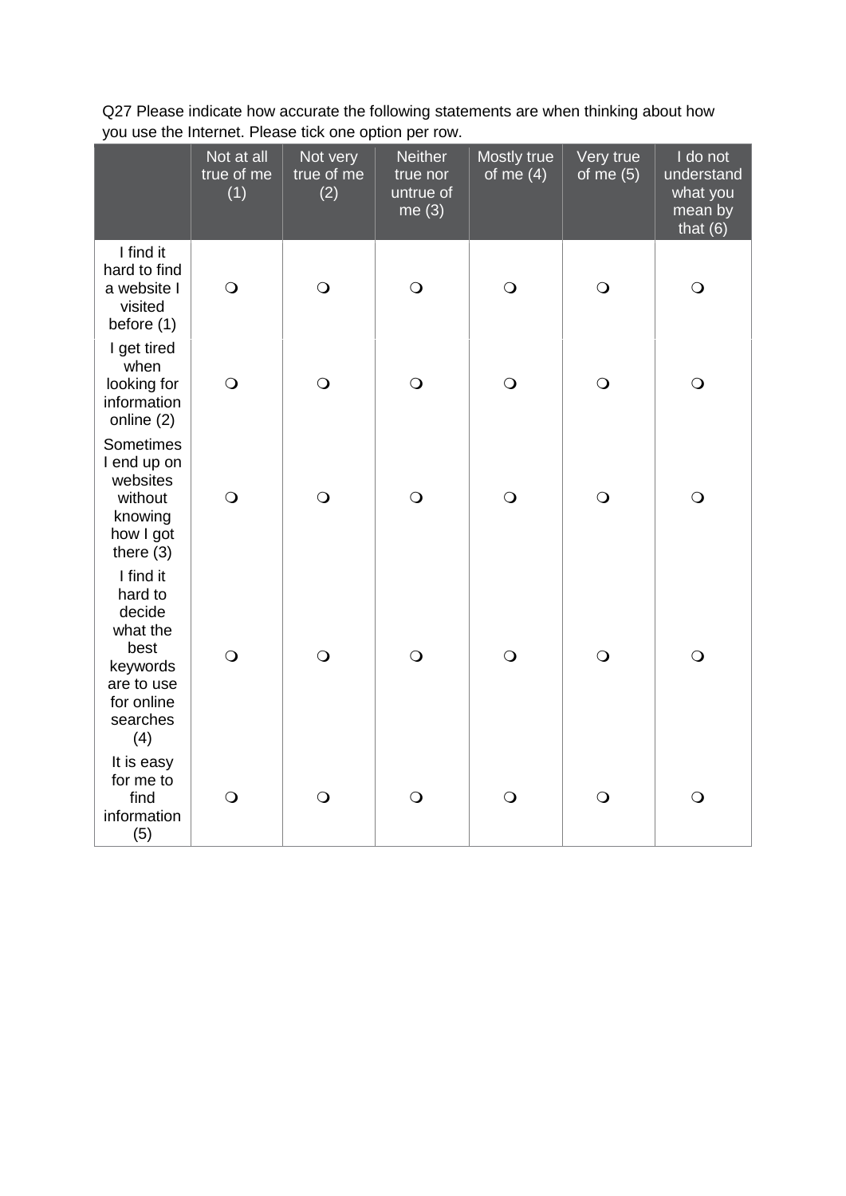Q27 Please indicate how accurate the following statements are when thinking about how you use the Internet. Please tick one option per row.

| | Not at all true of me (1) | Not very true of me (2) | Neither true nor untrue of me (3) | Mostly true of me (4) | Very true of me (5) | I do not understand what you mean by that (6) |
|---|---|---|---|---|---|---|
| I find it hard to find a website I visited before (1) | ❍ | ❍ | ❍ | ❍ | ❍ | ❍ |
| I get tired when looking for information online (2) | ❍ | ❍ | ❍ | ❍ | ❍ | ❍ |
| Sometimes I end up on websites without knowing how I got there (3) | ❍ | ❍ | ❍ | ❍ | ❍ | ❍ |
| I find it hard to decide what the best keywords are to use for online searches (4) | ❍ | ❍ | ❍ | ❍ | ❍ | ❍ |
| It is easy for me to find information (5) | ❍ | ❍ | ❍ | ❍ | ❍ | ❍ |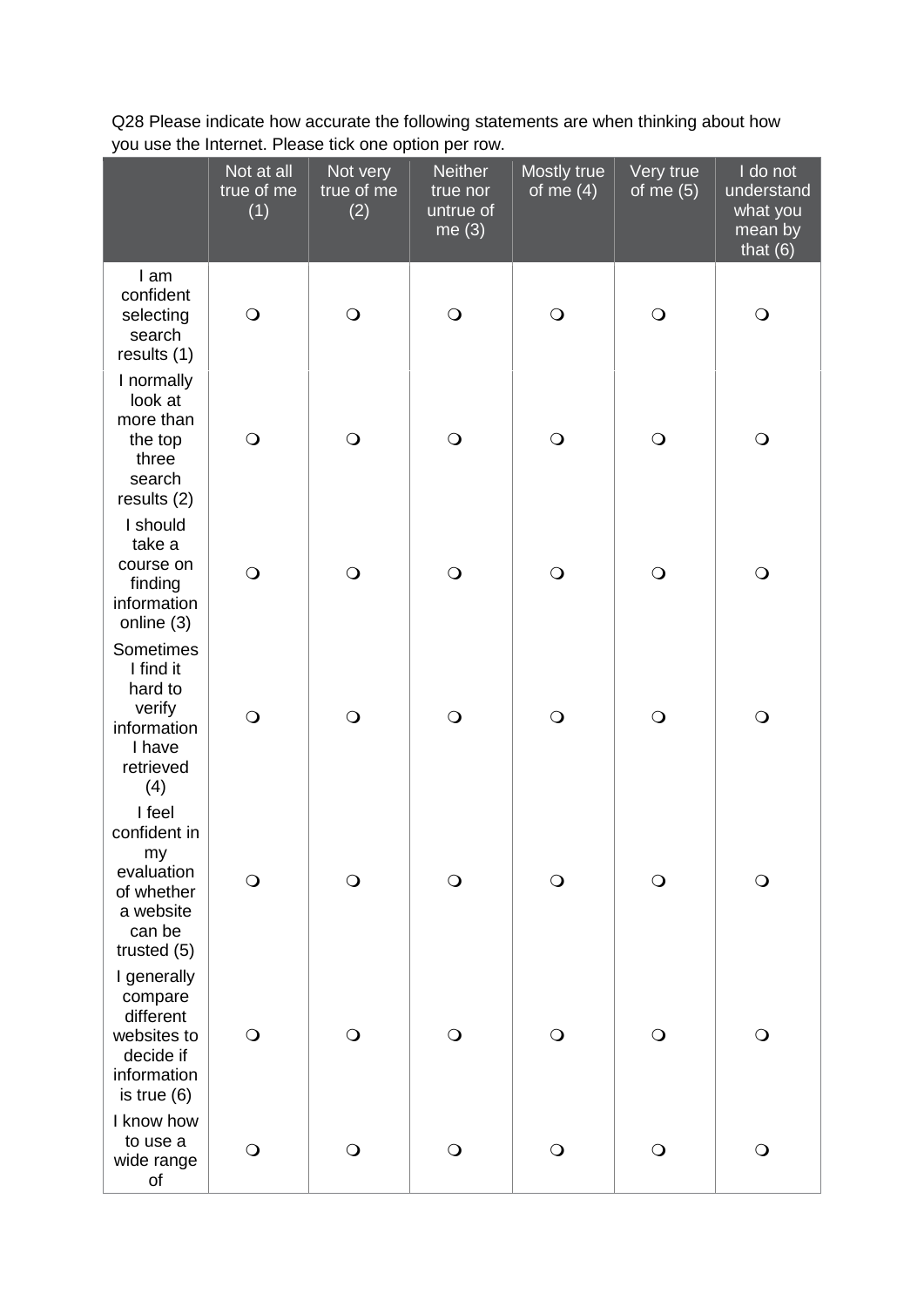Q28 Please indicate how accurate the following statements are when thinking about how you use the Internet. Please tick one option per row.

| | Not at all true of me (1) | Not very true of me (2) | Neither true nor untrue of me (3) | Mostly true of me (4) | Very true of me (5) | I do not understand what you mean by that (6) |
|---|---|---|---|---|---|---|
| I am confident selecting search results (1) | ❍ | ❍ | ❍ | ❍ | ❍ | ❍ |
| I normally look at more than the top three search results (2) | ❍ | ❍ | ❍ | ❍ | ❍ | ❍ |
| I should take a course on finding information online (3) | ❍ | ❍ | ❍ | ❍ | ❍ | ❍ |
| Sometimes I find it hard to verify information I have retrieved (4) | ❍ | ❍ | ❍ | ❍ | ❍ | ❍ |
| I feel confident in my evaluation of whether a website can be trusted (5) | ❍ | ❍ | ❍ | ❍ | ❍ | ❍ |
| I generally compare different websites to decide if information is true (6) | ❍ | ❍ | ❍ | ❍ | ❍ | ❍ |
| I know how to use a wide range of | ❍ | ❍ | ❍ | ❍ | ❍ | ❍ |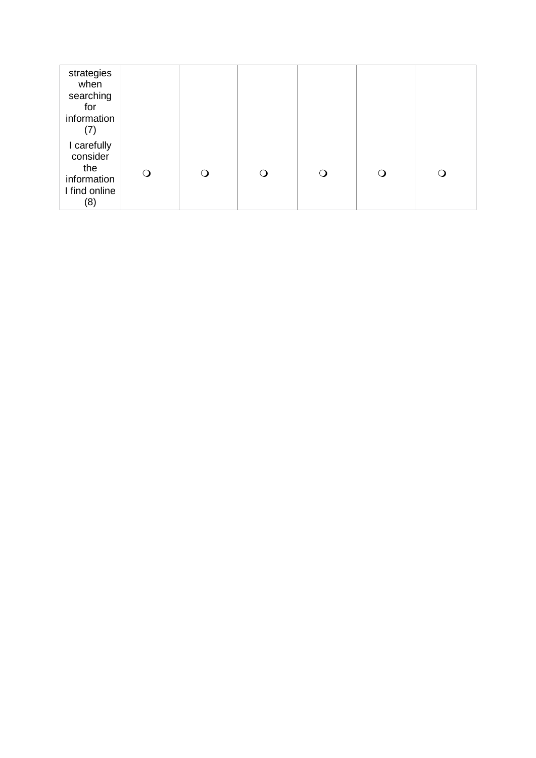| | | | | | | |
|---|---|---|---|---|---|---|
| strategies when searching for information (7) | | | | | | |
| I carefully consider the information I find online (8) | ❍ | ❍ | ❍ | ❍ | ❍ | ❍ |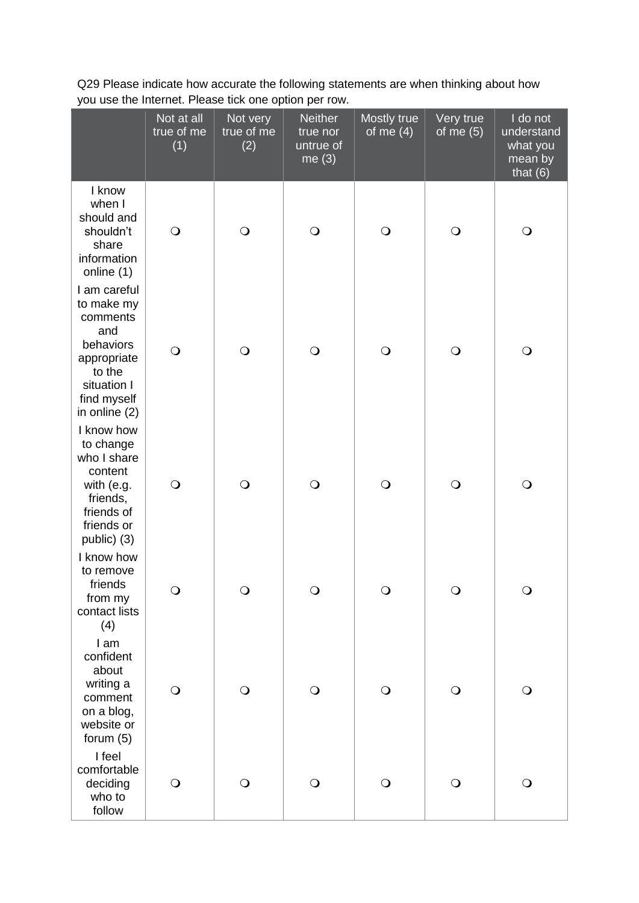Q29 Please indicate how accurate the following statements are when thinking about how you use the Internet. Please tick one option per row.

| | Not at all true of me (1) | Not very true of me (2) | Neither true nor untrue of me (3) | Mostly true of me (4) | Very true of me (5) | I do not understand what you mean by that (6) |
|---|---|---|---|---|---|---|
| I know when I should and shouldn't share information online (1) | ❍ | ❍ | ❍ | ❍ | ❍ | ❍ |
| I am careful to make my comments and behaviors appropriate to the situation I find myself in online (2) | ❍ | ❍ | ❍ | ❍ | ❍ | ❍ |
| I know how to change who I share content with (e.g. friends, friends of friends or public) (3) | ❍ | ❍ | ❍ | ❍ | ❍ | ❍ |
| I know how to remove friends from my contact lists (4) | ❍ | ❍ | ❍ | ❍ | ❍ | ❍ |
| I am confident about writing a comment on a blog, website or forum (5) | ❍ | ❍ | ❍ | ❍ | ❍ | ❍ |
| I feel comfortable deciding who to follow | ❍ | ❍ | ❍ | ❍ | ❍ | ❍ |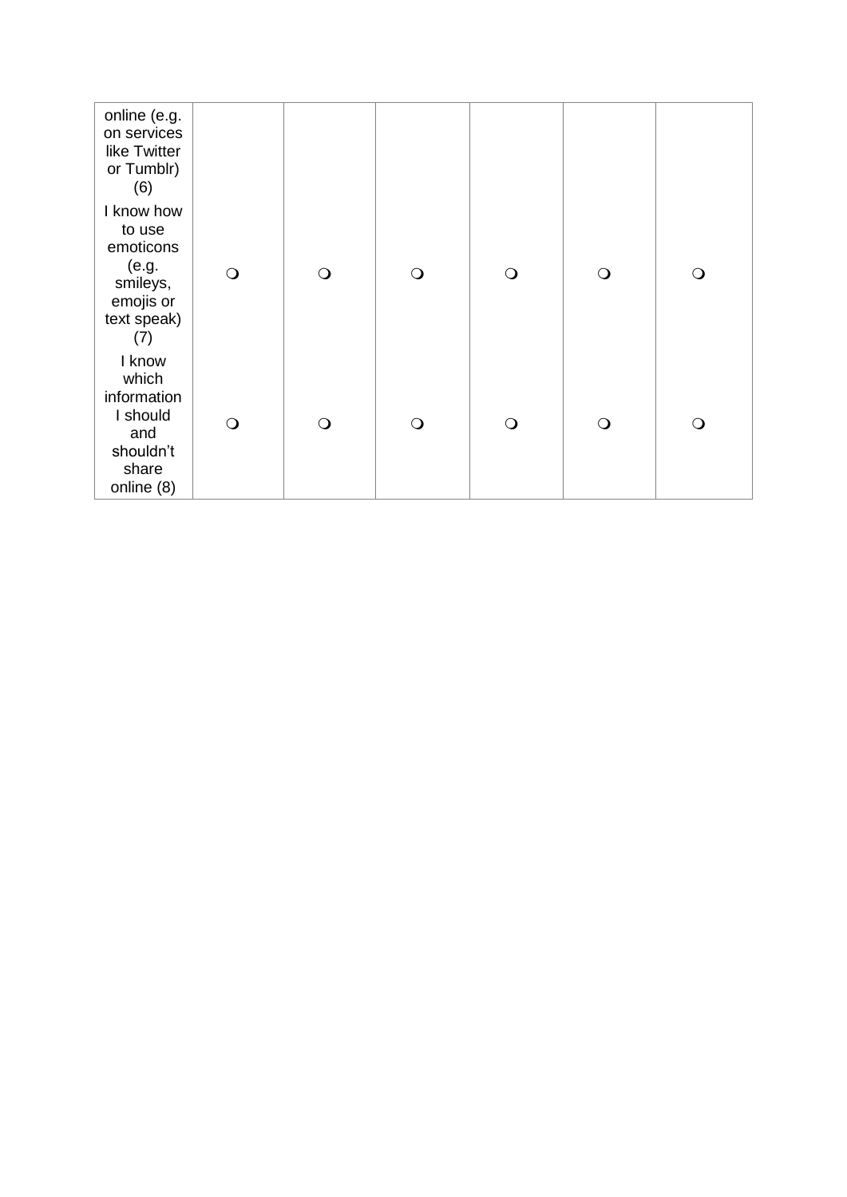| | | | | | | |
|---|---|---|---|---|---|---|
| online (e.g. on services like Twitter or Tumblr) (6) | | | | | | |
| I know how to use emoticons (e.g. smileys, emojis or text speak) (7) | ❍ | ❍ | ❍ | ❍ | ❍ | ❍ |
| I know which information I should and shouldn't share online (8) | ❍ | ❍ | ❍ | ❍ | ❍ | ❍ |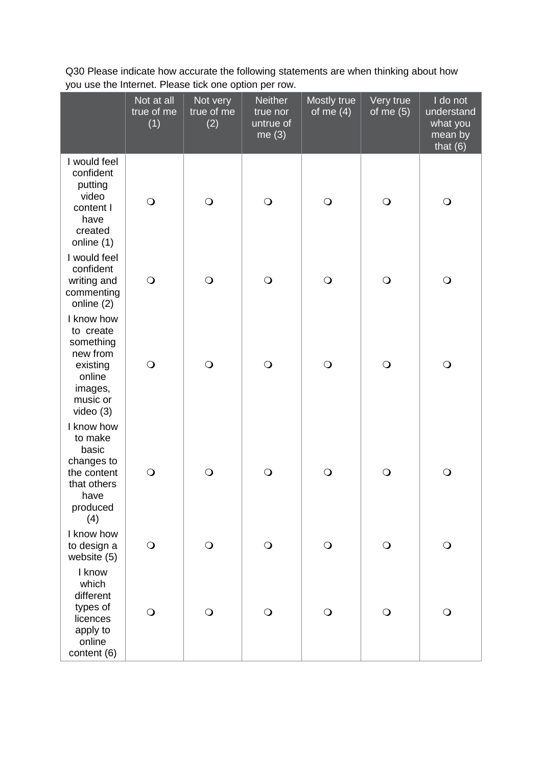Q30 Please indicate how accurate the following statements are when thinking about how you use the Internet. Please tick one option per row.

| | Not at all true of me (1) | Not very true of me (2) | Neither true nor untrue of me (3) | Mostly true of me (4) | Very true of me (5) | I do not understand what you mean by that (6) |
|---|---|---|---|---|---|---|
| I would feel confident putting video content I have created online (1) | ❍ | ❍ | ❍ | ❍ | ❍ | ❍ |
| I would feel confident writing and commenting online (2) | ❍ | ❍ | ❍ | ❍ | ❍ | ❍ |
| I know how to create something new from existing online images, music or video (3) | ❍ | ❍ | ❍ | ❍ | ❍ | ❍ |
| I know how to make basic changes to the content that others have produced (4) | ❍ | ❍ | ❍ | ❍ | ❍ | ❍ |
| I know how to design a website (5) | ❍ | ❍ | ❍ | ❍ | ❍ | ❍ |
| I know which different types of licences apply to online content (6) | ❍ | ❍ | ❍ | ❍ | ❍ | ❍ |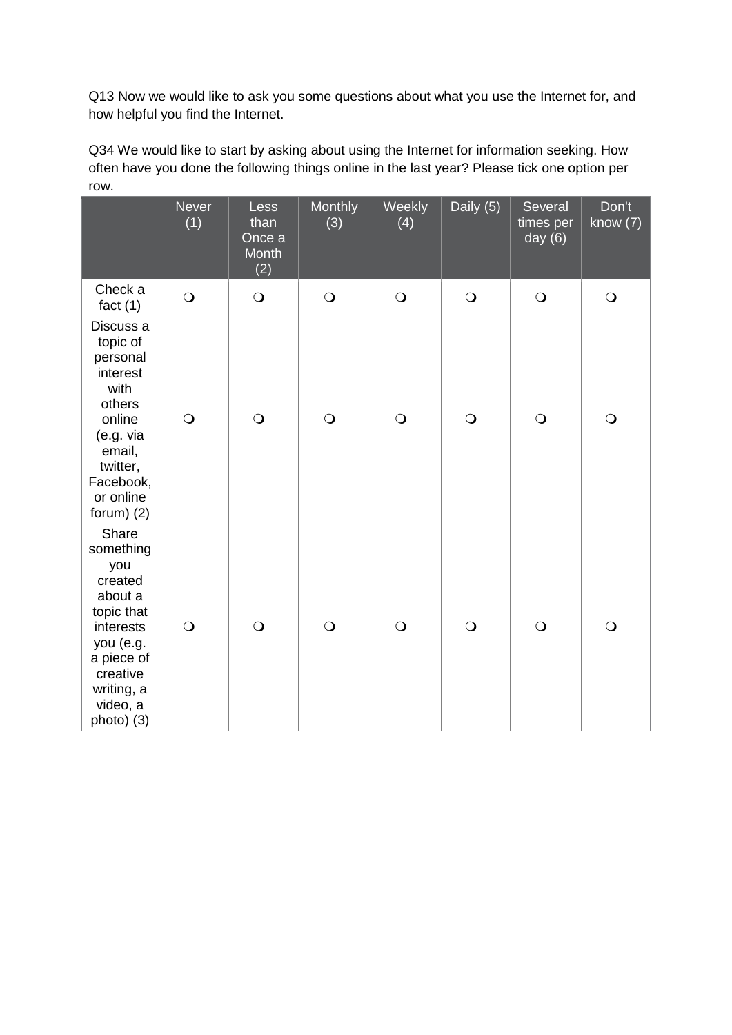Q13 Now we would like to ask you some questions about what you use the Internet for, and how helpful you find the Internet.

Q34 We would like to start by asking about using the Internet for information seeking. How often have you done the following things online in the last year? Please tick one option per row.

| | Never (1) | Less than Once a Month (2) | Monthly (3) | Weekly (4) | Daily (5) | Several times per day (6) | Don't know (7) |
|---|---|---|---|---|---|---|---|
| Check a fact (1) | ❍ | ❍ | ❍ | ❍ | ❍ | ❍ | ❍ |
| Discuss a topic of personal interest with others online (e.g. via email, twitter, Facebook, or online forum) (2) | ❍ | ❍ | ❍ | ❍ | ❍ | ❍ | ❍ |
| Share something you created about a topic that interests you (e.g. a piece of creative writing, a video, a photo) (3) | ❍ | ❍ | ❍ | ❍ | ❍ | ❍ | ❍ |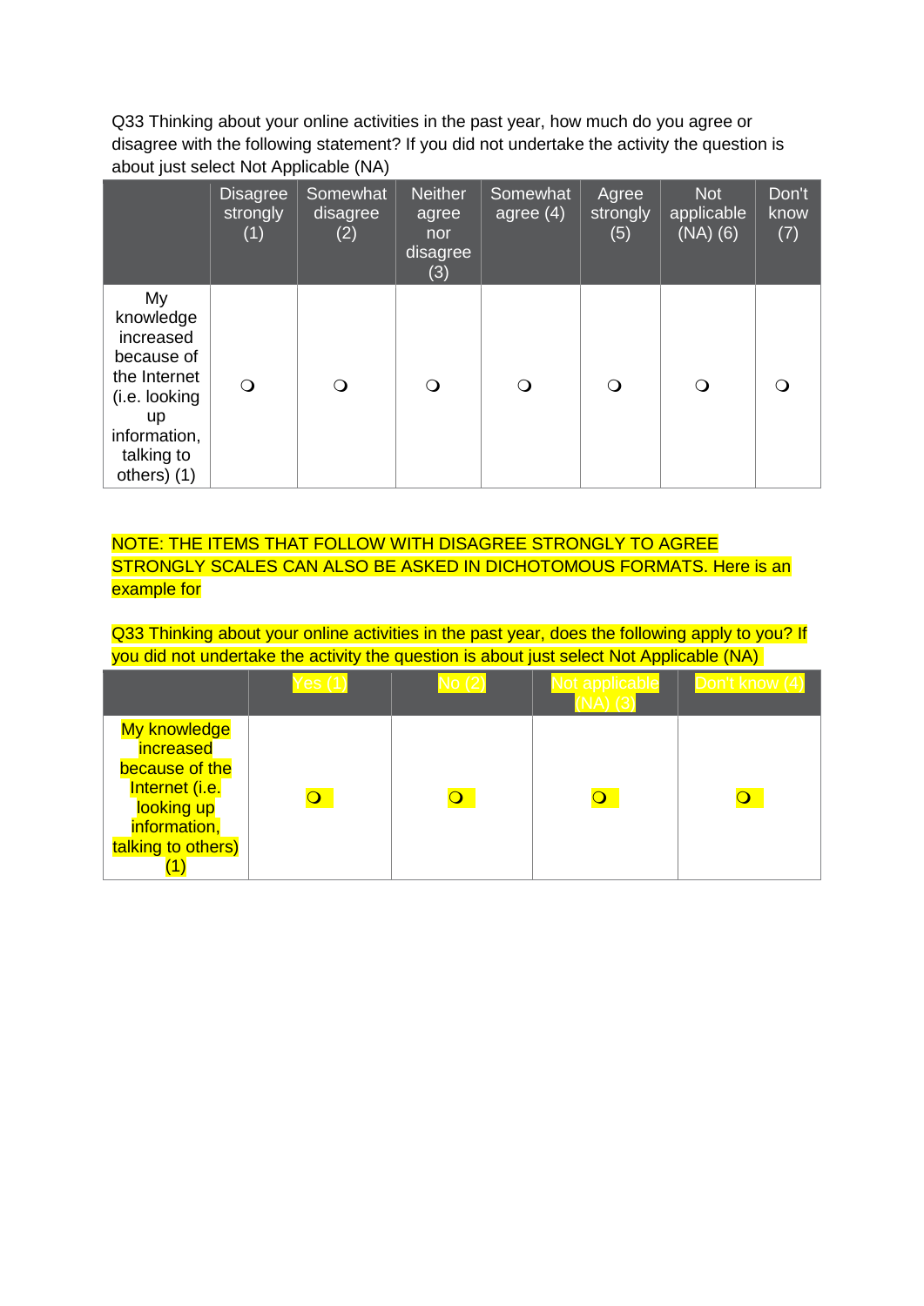Q33 Thinking about your online activities in the past year, how much do you agree or disagree with the following statement? If you did not undertake the activity the question is about just select Not Applicable (NA)

| | Disagree strongly (1) | Somewhat disagree (2) | Neither agree nor disagree (3) | Somewhat agree (4) | Agree strongly (5) | Not applicable (NA) (6) | Don't know (7) |
|---|---|---|---|---|---|---|---|
| My knowledge increased because of the Internet (i.e. looking up information, talking to others) (1) | ❍ | ❍ | ❍ | ❍ | ❍ | ❍ | ❍ |

NOTE: THE ITEMS THAT FOLLOW WITH DISAGREE STRONGLY TO AGREE STRONGLY SCALES CAN ALSO BE ASKED IN DICHOTOMOUS FORMATS. Here is an example for

Q33 Thinking about your online activities in the past year, does the following apply to you? If you did not undertake the activity the question is about just select Not Applicable (NA)

| | Yes (1) | No (2) | Not applicable (NA) (3) | Don't know (4) |
|---|---|---|---|---|
| My knowledge increased because of the Internet (i.e. looking up information, talking to others) (1) | ❍ | ❍ | ❍ | ❍ |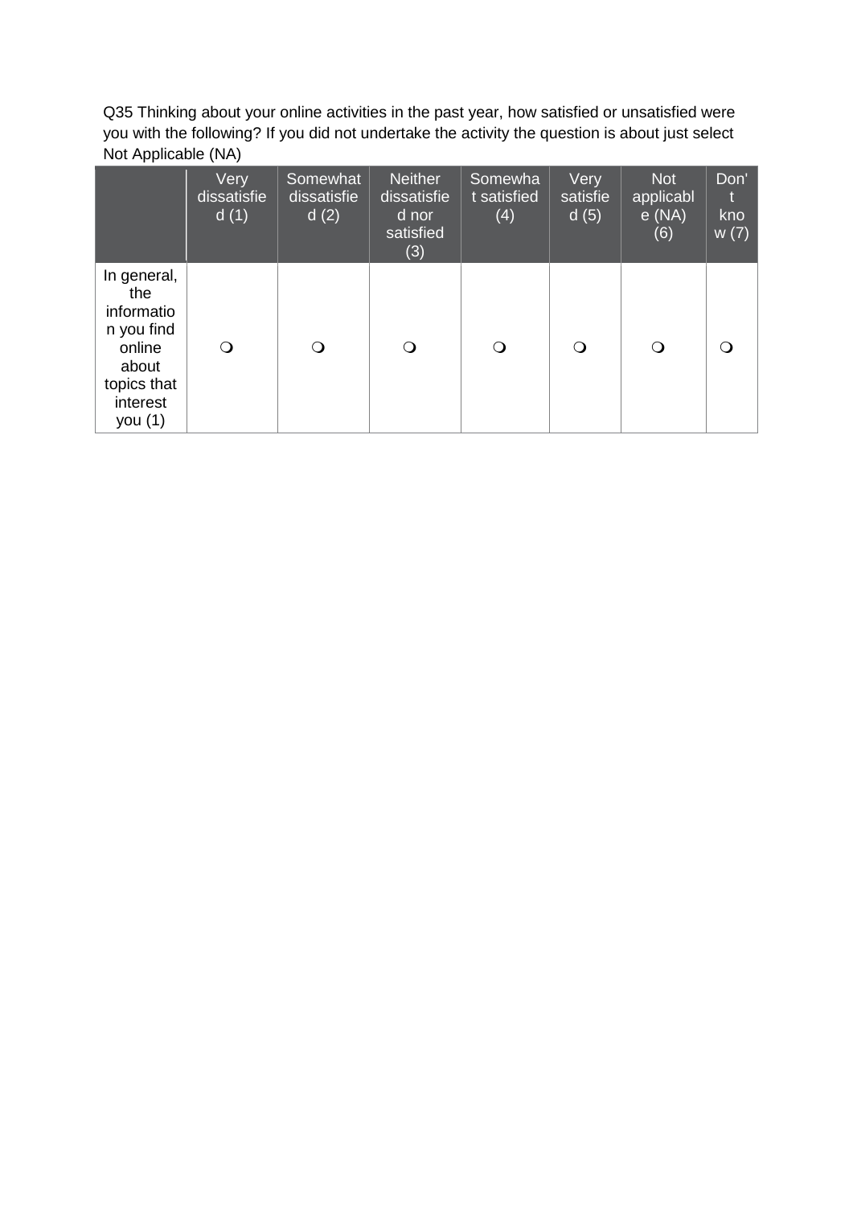Q35 Thinking about your online activities in the past year, how satisfied or unsatisfied were you with the following? If you did not undertake the activity the question is about just select Not Applicable (NA)

| | Very dissatisfied (1) | Somewhat dissatisfied (2) | Neither dissatisfied nor satisfied (3) | Somewhat satisfied (4) | Very satisfied (5) | Not applicable (NA) (6) | Don't know (7) |
|---|---|---|---|---|---|---|---|
| In general, the information you find online about topics that interest you (1) | ❍ | ❍ | ❍ | ❍ | ❍ | ❍ | ❍ |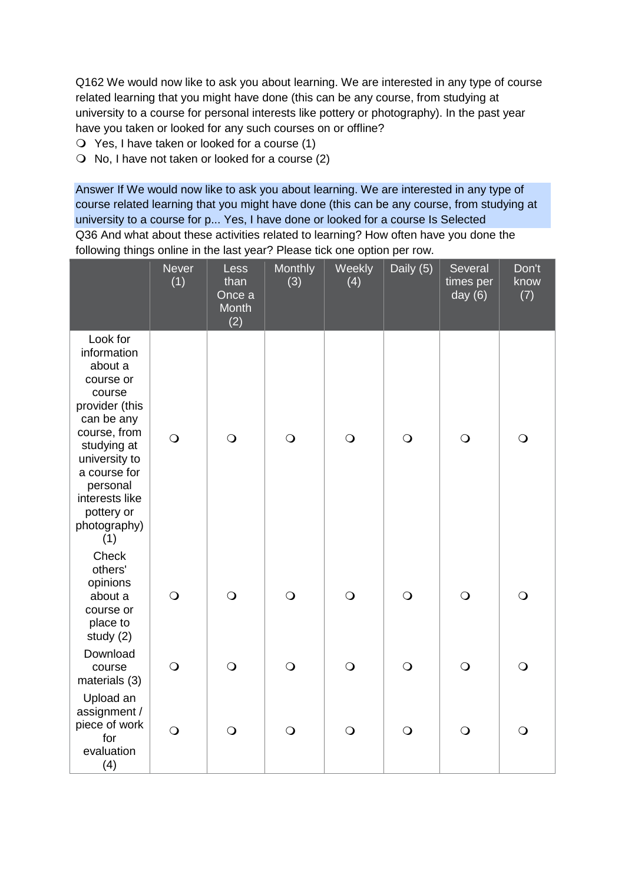Q162 We would now like to ask you about learning. We are interested in any type of course related learning that you might have done (this can be any course, from studying at university to a course for personal interests like pottery or photography). In the past year have you taken or looked for any such courses on or offline?

- ❍ Yes, I have taken or looked for a course (1)
- ❍ No, I have not taken or looked for a course (2)

Answer If We would now like to ask you about learning. We are interested in any type of course related learning that you might have done (this can be any course, from studying at university to a course for p... Yes, I have done or looked for a course Is Selected

Q36 And what about these activities related to learning? How often have you done the following things online in the last year? Please tick one option per row.

| | Never (1) | Less than Once a Month (2) | Monthly (3) | Weekly (4) | Daily (5) | Several times per day (6) | Don't know (7) |
|---|---|---|---|---|---|---|---|
| Look for information about a course or course provider (this can be any course, from studying at university to a course for personal interests like pottery or photography) (1) | ❍ | ❍ | ❍ | ❍ | ❍ | ❍ | ❍ |
| Check others' opinions about a course or place to study (2) | ❍ | ❍ | ❍ | ❍ | ❍ | ❍ | ❍ |
| Download course materials (3) | ❍ | ❍ | ❍ | ❍ | ❍ | ❍ | ❍ |
| Upload an assignment / piece of work for evaluation (4) | ❍ | ❍ | ❍ | ❍ | ❍ | ❍ | ❍ |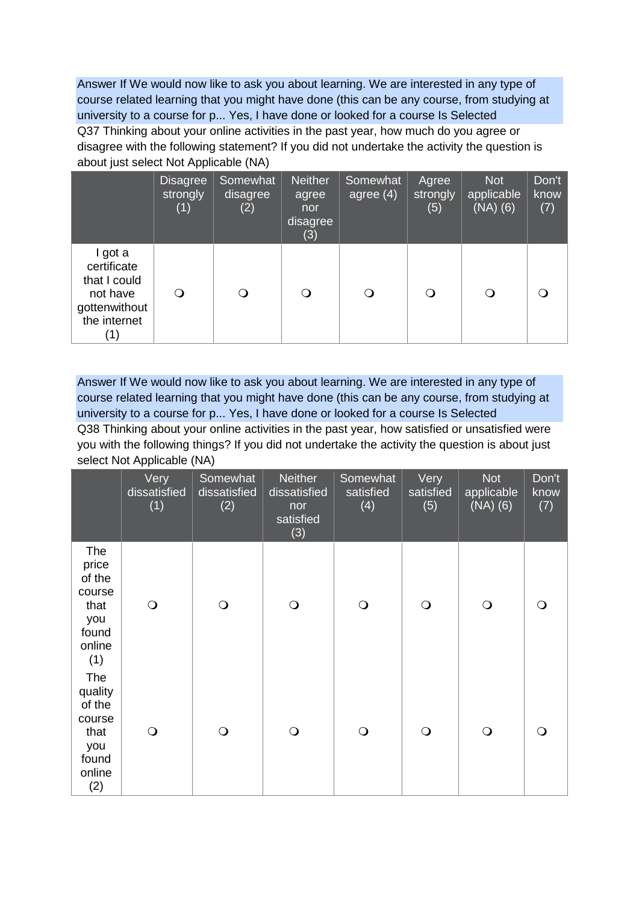Answer If We would now like to ask you about learning. We are interested in any type of course related learning that you might have done (this can be any course, from studying at university to a course for p... Yes, I have done or looked for a course Is Selected

Q37 Thinking about your online activities in the past year, how much do you agree or disagree with the following statement? If you did not undertake the activity the question is about just select Not Applicable (NA)

| | Disagree strongly (1) | Somewhat disagree (2) | Neither agree nor disagree (3) | Somewhat agree (4) | Agree strongly (5) | Not applicable (NA) (6) | Don't know (7) |
|---|---|---|---|---|---|---|---|
| I got a certificate that I could not have gottenwithout the internet (1) | ❍ | ❍ | ❍ | ❍ | ❍ | ❍ | ❍ |

Answer If We would now like to ask you about learning. We are interested in any type of course related learning that you might have done (this can be any course, from studying at university to a course for p... Yes, I have done or looked for a course Is Selected

Q38 Thinking about your online activities in the past year, how satisfied or unsatisfied were you with the following things? If you did not undertake the activity the question is about just select Not Applicable (NA)

| | Very dissatisfied (1) | Somewhat dissatisfied (2) | Neither dissatisfied nor satisfied (3) | Somewhat satisfied (4) | Very satisfied (5) | Not applicable (NA) (6) | Don't know (7) |
|---|---|---|---|---|---|---|---|
| The price of the course that you found online (1) | ❍ | ❍ | ❍ | ❍ | ❍ | ❍ | ❍ |
| The quality of the course that you found online (2) | ❍ | ❍ | ❍ | ❍ | ❍ | ❍ | ❍ |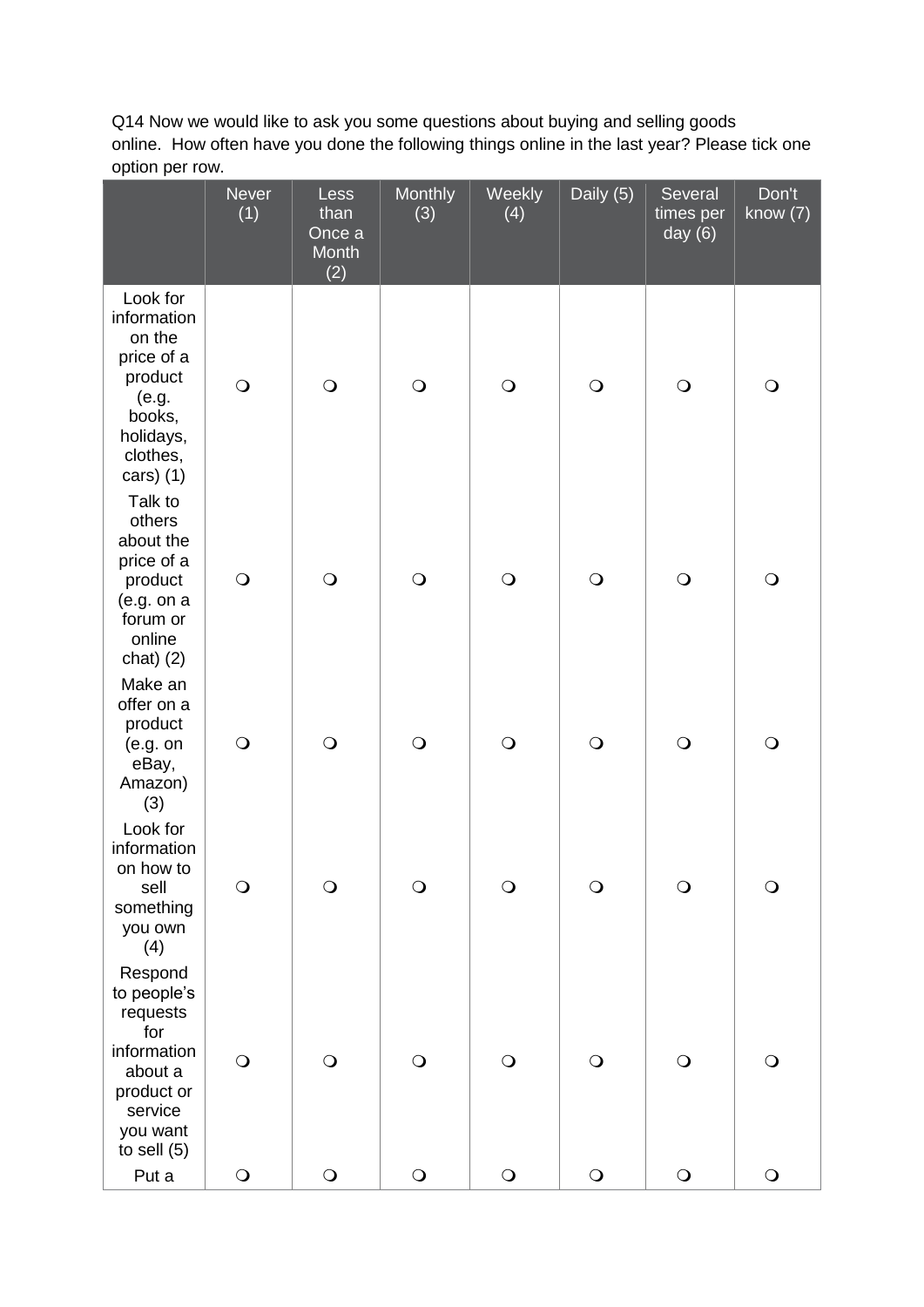Q14 Now we would like to ask you some questions about buying and selling goods online.  How often have you done the following things online in the last year? Please tick one option per row.

| | Never (1) | Less than Once a Month (2) | Monthly (3) | Weekly (4) | Daily (5) | Several times per day (6) | Don't know (7) |
|---|---|---|---|---|---|---|---|
| Look for information on the price of a product (e.g. books, holidays, clothes, cars) (1) | ❍ | ❍ | ❍ | ❍ | ❍ | ❍ | ❍ |
| Talk to others about the price of a product (e.g. on a forum or online chat) (2) | ❍ | ❍ | ❍ | ❍ | ❍ | ❍ | ❍ |
| Make an offer on a product (e.g. on eBay, Amazon) (3) | ❍ | ❍ | ❍ | ❍ | ❍ | ❍ | ❍ |
| Look for information on how to sell something you own (4) | ❍ | ❍ | ❍ | ❍ | ❍ | ❍ | ❍ |
| Respond to people's requests for information about a product or service you want to sell (5) | ❍ | ❍ | ❍ | ❍ | ❍ | ❍ | ❍ |
| Put a | ❍ | ❍ | ❍ | ❍ | ❍ | ❍ | ❍ |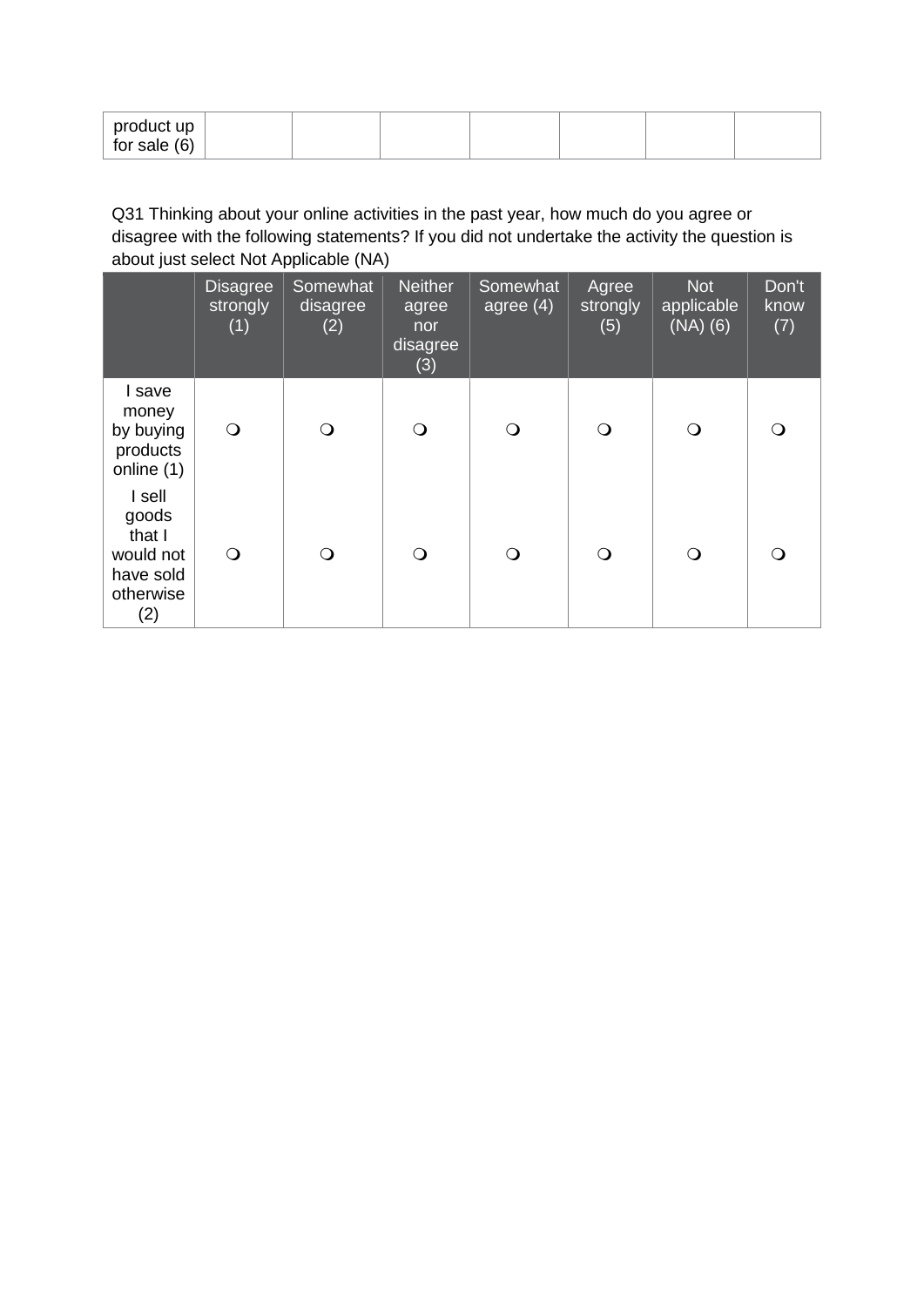| | | | | | | | |
|---|---|---|---|---|---|---|---|
| product up for sale (6) | | | | | | | |

Q31 Thinking about your online activities in the past year, how much do you agree or disagree with the following statements? If you did not undertake the activity the question is about just select Not Applicable (NA)

| | Disagree strongly (1) | Somewhat disagree (2) | Neither agree nor disagree (3) | Somewhat agree (4) | Agree strongly (5) | Not applicable (NA) (6) | Don't know (7) |
|---|---|---|---|---|---|---|---|
| I save money by buying products online (1) | ❍ | ❍ | ❍ | ❍ | ❍ | ❍ | ❍ |
| I sell goods that I would not have sold otherwise (2) | ❍ | ❍ | ❍ | ❍ | ❍ | ❍ | ❍ |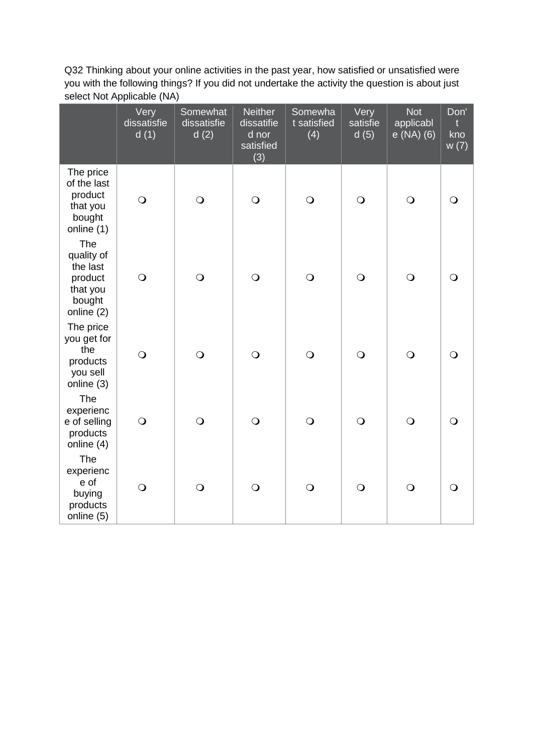Q32 Thinking about your online activities in the past year, how satisfied or unsatisfied were you with the following things? If you did not undertake the activity the question is about just select Not Applicable (NA)

| | Very dissatisfied (1) | Somewhat dissatisfied (2) | Neither dissatisfied nor satisfied (3) | Somewhat satisfied (4) | Very satisfied (5) | Not applicable (NA) (6) | Don't know (7) |
|---|---|---|---|---|---|---|---|
| The price of the last product that you bought online (1) | ❍ | ❍ | ❍ | ❍ | ❍ | ❍ | ❍ |
| The quality of the last product that you bought online (2) | ❍ | ❍ | ❍ | ❍ | ❍ | ❍ | ❍ |
| The price you get for the products you sell online (3) | ❍ | ❍ | ❍ | ❍ | ❍ | ❍ | ❍ |
| The experience of selling products online (4) | ❍ | ❍ | ❍ | ❍ | ❍ | ❍ | ❍ |
| The experience of buying products online (5) | ❍ | ❍ | ❍ | ❍ | ❍ | ❍ | ❍ |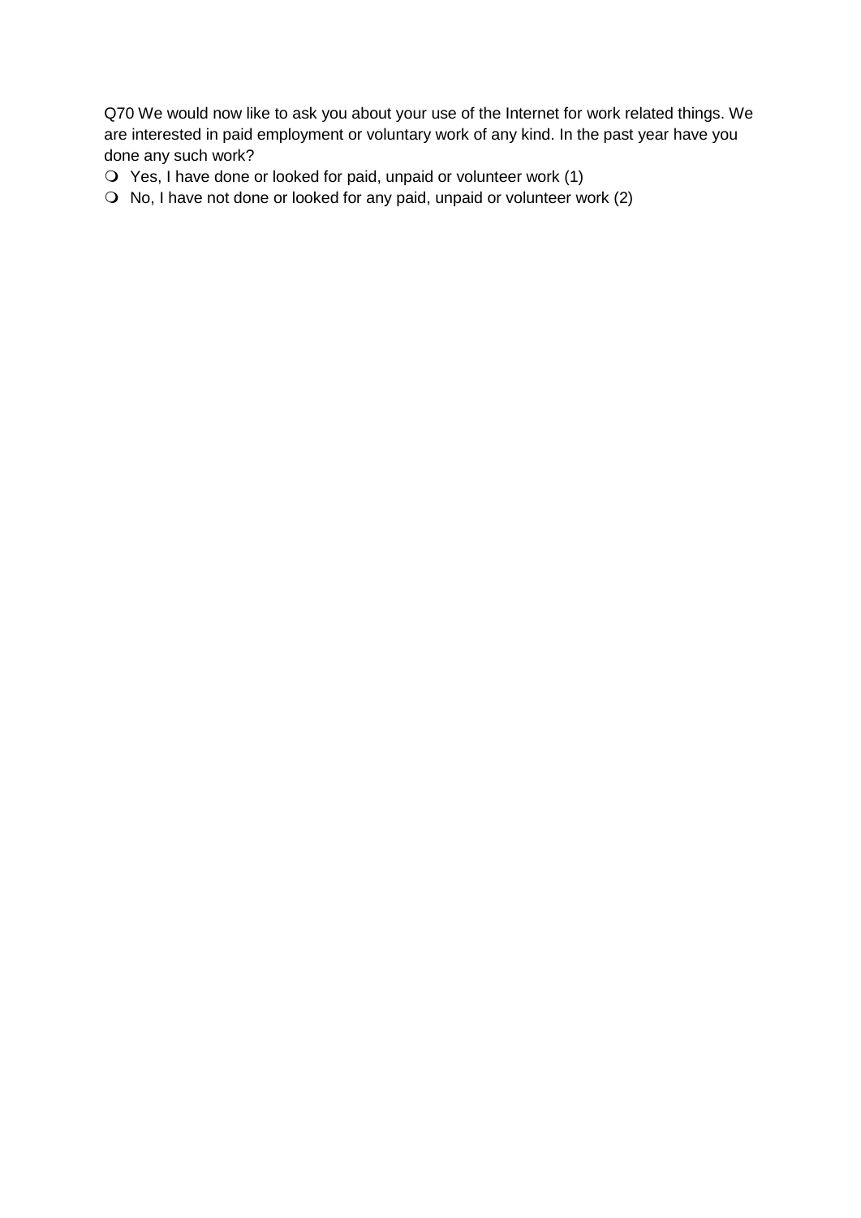Q70 We would now like to ask you about your use of the Internet for work related things. We are interested in paid employment or voluntary work of any kind. In the past year have you done any such work?

- Yes, I have done or looked for paid, unpaid or volunteer work (1)
- No, I have not done or looked for any paid, unpaid or volunteer work (2)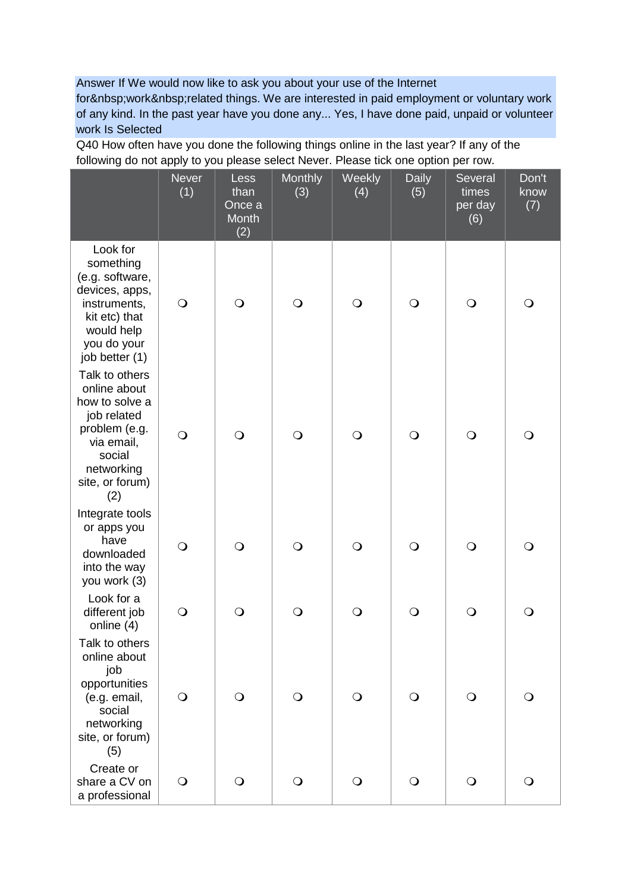Answer If We would now like to ask you about your use of the Internet for&nbsp;work&nbsp;related things. We are interested in paid employment or voluntary work of any kind. In the past year have you done any... Yes, I have done paid, unpaid or volunteer work Is Selected

Q40 How often have you done the following things online in the last year? If any of the following do not apply to you please select Never. Please tick one option per row.

| | Never (1) | Less than Once a Month (2) | Monthly (3) | Weekly (4) | Daily (5) | Several times per day (6) | Don't know (7) |
|---|---|---|---|---|---|---|---|
| Look for something (e.g. software, devices, apps, instruments, kit etc) that would help you do your job better (1) | ❍ | ❍ | ❍ | ❍ | ❍ | ❍ | ❍ |
| Talk to others online about how to solve a job related problem (e.g. via email, social networking site, or forum) (2) | ❍ | ❍ | ❍ | ❍ | ❍ | ❍ | ❍ |
| Integrate tools or apps you have downloaded into the way you work (3) | ❍ | ❍ | ❍ | ❍ | ❍ | ❍ | ❍ |
| Look for a different job online (4) | ❍ | ❍ | ❍ | ❍ | ❍ | ❍ | ❍ |
| Talk to others online about job opportunities (e.g. email, social networking site, or forum) (5) | ❍ | ❍ | ❍ | ❍ | ❍ | ❍ | ❍ |
| Create or share a CV on a professional | ❍ | ❍ | ❍ | ❍ | ❍ | ❍ | ❍ |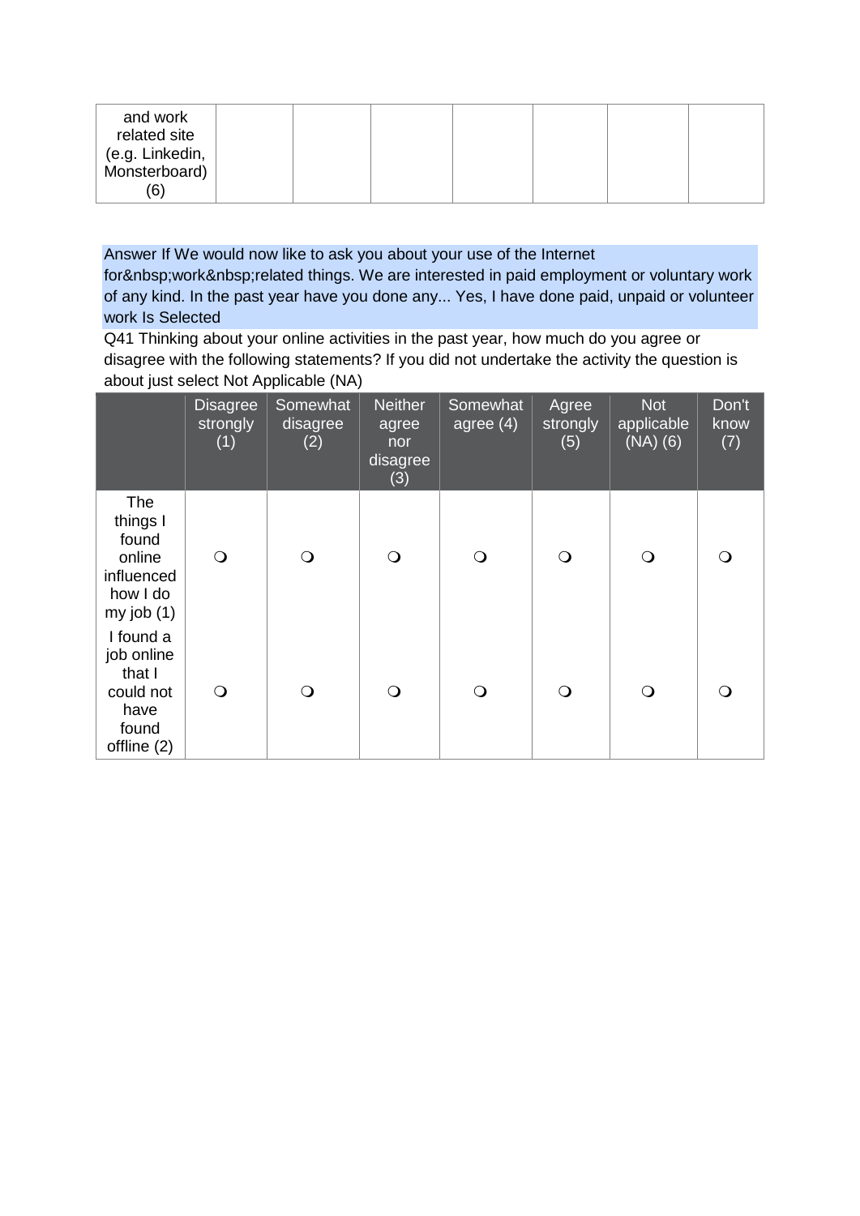| | | | | | | | |
|---|---|---|---|---|---|---|---|
| and work related site (e.g. Linkedin, Monsterboard) (6) | | | | | | | |

Answer If We would now like to ask you about your use of the Internet for&nbsp;work&nbsp;related things. We are interested in paid employment or voluntary work of any kind. In the past year have you done any... Yes, I have done paid, unpaid or volunteer work Is Selected

Q41 Thinking about your online activities in the past year, how much do you agree or disagree with the following statements? If you did not undertake the activity the question is about just select Not Applicable (NA)

| | Disagree strongly (1) | Somewhat disagree (2) | Neither agree nor disagree (3) | Somewhat agree (4) | Agree strongly (5) | Not applicable (NA) (6) | Don't know (7) |
|---|---|---|---|---|---|---|---|
| The things I found online influenced how I do my job (1) | ❍ | ❍ | ❍ | ❍ | ❍ | ❍ | ❍ |
| I found a job online that I could not have found offline (2) | ❍ | ❍ | ❍ | ❍ | ❍ | ❍ | ❍ |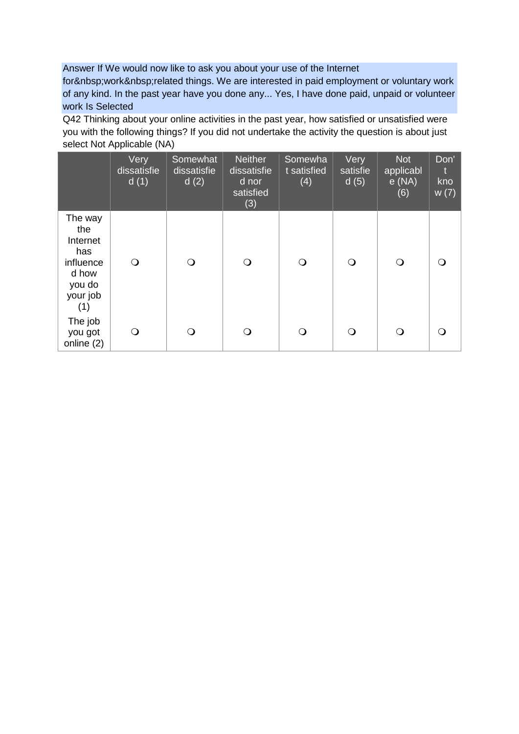Answer If We would now like to ask you about your use of the Internet for&nbsp;work&nbsp;related things. We are interested in paid employment or voluntary work of any kind. In the past year have you done any... Yes, I have done paid, unpaid or volunteer work Is Selected

Q42 Thinking about your online activities in the past year, how satisfied or unsatisfied were you with the following things? If you did not undertake the activity the question is about just select Not Applicable (NA)

| | Very dissatisfied (1) | Somewhat dissatisfied (2) | Neither dissatisfied nor satisfied (3) | Somewhat satisfied (4) | Very satisfied (5) | Not applicable (NA) (6) | Don't know (7) |
|---|---|---|---|---|---|---|---|
| The way the Internet has influenced how you do your job (1) | ❍ | ❍ | ❍ | ❍ | ❍ | ❍ | ❍ |
| The job you got online (2) | ❍ | ❍ | ❍ | ❍ | ❍ | ❍ | ❍ |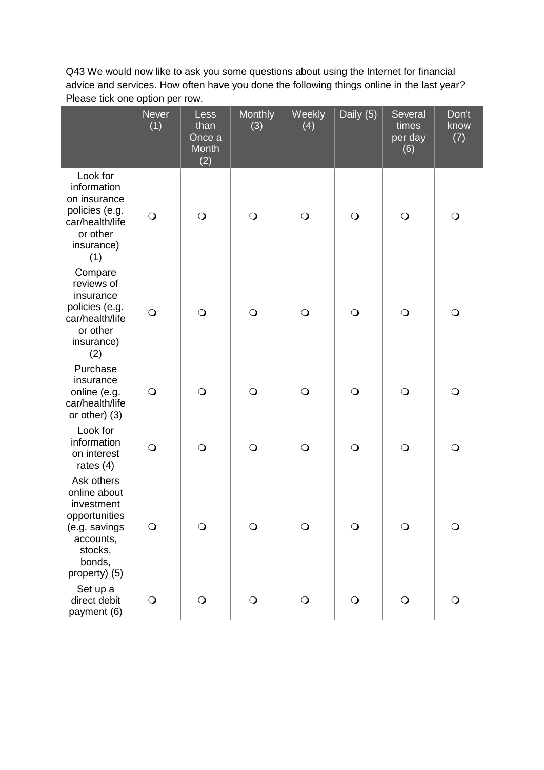Q43 We would now like to ask you some questions about using the Internet for financial advice and services. How often have you done the following things online in the last year? Please tick one option per row.

| | Never (1) | Less than Once a Month (2) | Monthly (3) | Weekly (4) | Daily (5) | Several times per day (6) | Don't know (7) |
|---|---|---|---|---|---|---|---|
| Look for information on insurance policies (e.g. car/health/life or other insurance) (1) | ❍ | ❍ | ❍ | ❍ | ❍ | ❍ | ❍ |
| Compare reviews of insurance policies (e.g. car/health/life or other insurance) (2) | ❍ | ❍ | ❍ | ❍ | ❍ | ❍ | ❍ |
| Purchase insurance online (e.g. car/health/life or other) (3) | ❍ | ❍ | ❍ | ❍ | ❍ | ❍ | ❍ |
| Look for information on interest rates (4) | ❍ | ❍ | ❍ | ❍ | ❍ | ❍ | ❍ |
| Ask others online about investment opportunities (e.g. savings accounts, stocks, bonds, property) (5) | ❍ | ❍ | ❍ | ❍ | ❍ | ❍ | ❍ |
| Set up a direct debit payment (6) | ❍ | ❍ | ❍ | ❍ | ❍ | ❍ | ❍ |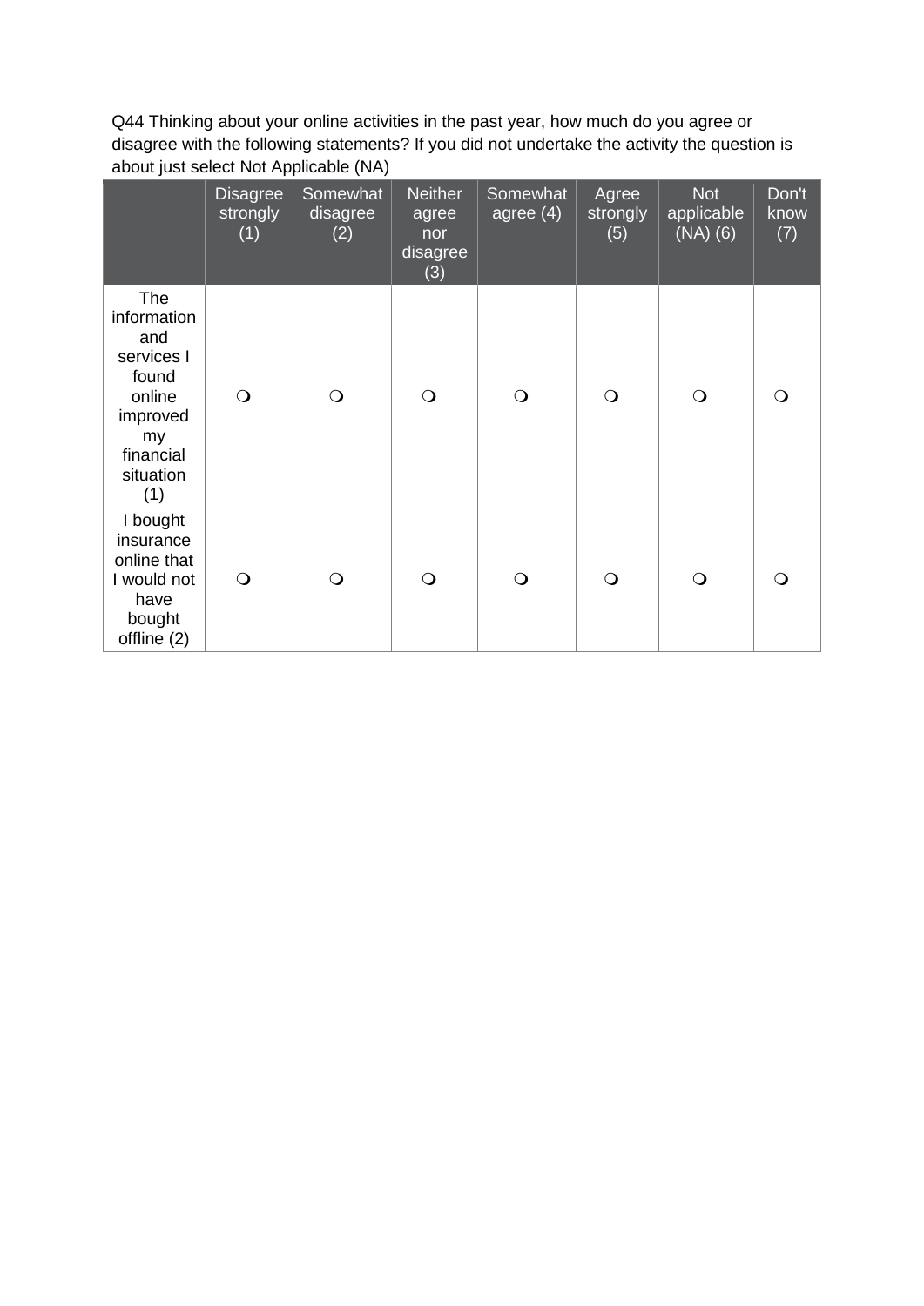Q44 Thinking about your online activities in the past year, how much do you agree or disagree with the following statements? If you did not undertake the activity the question is about just select Not Applicable (NA)

| | Disagree strongly (1) | Somewhat disagree (2) | Neither agree nor disagree (3) | Somewhat agree (4) | Agree strongly (5) | Not applicable (NA) (6) | Don't know (7) |
|---|---|---|---|---|---|---|---|
| The information and services I found online improved my financial situation (1) | ❍ | ❍ | ❍ | ❍ | ❍ | ❍ | ❍ |
| I bought insurance online that I would not have bought offline (2) | ❍ | ❍ | ❍ | ❍ | ❍ | ❍ | ❍ |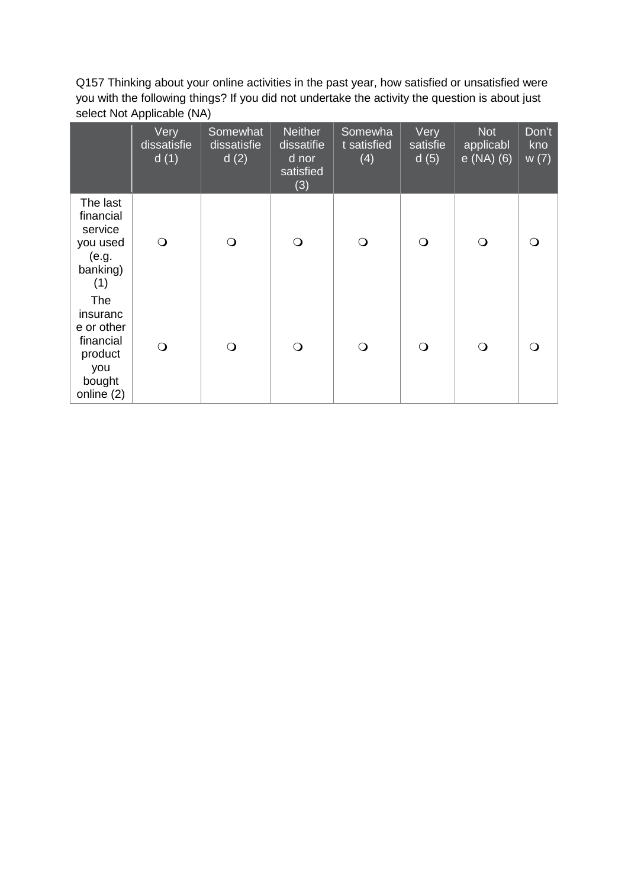Q157 Thinking about your online activities in the past year, how satisfied or unsatisfied were you with the following things? If you did not undertake the activity the question is about just select Not Applicable (NA)

| | Very dissatisfied (1) | Somewhat dissatisfied (2) | Neither dissatisfied nor satisfied (3) | Somewhat satisfied (4) | Very satisfied (5) | Not applicable (NA) (6) | Don't know (7) |
|---|---|---|---|---|---|---|---|
| The last financial service you used (e.g. banking) (1) | ❍ | ❍ | ❍ | ❍ | ❍ | ❍ | ❍ |
| The insurance or other financial product you bought online (2) | ❍ | ❍ | ❍ | ❍ | ❍ | ❍ | ❍ |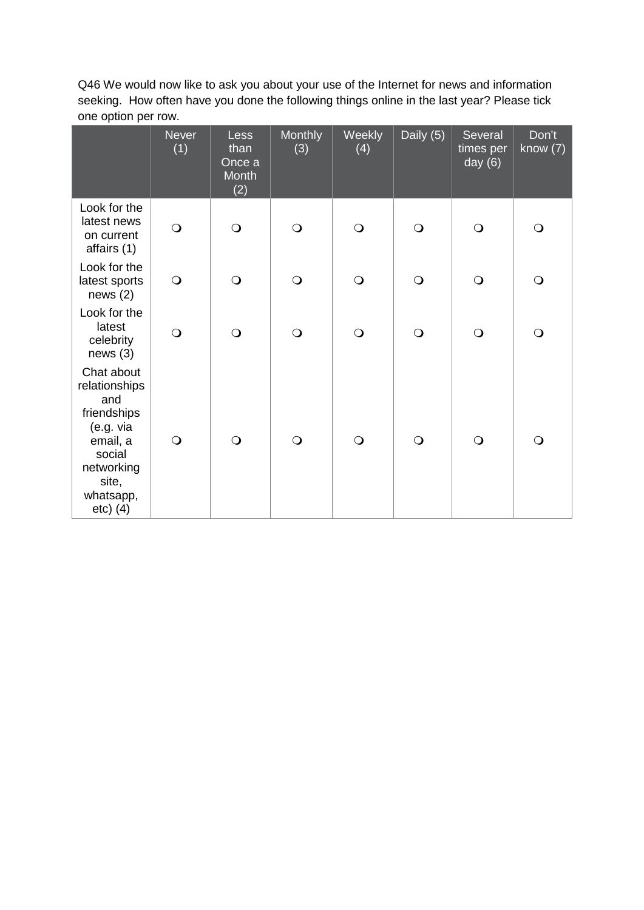Q46 We would now like to ask you about your use of the Internet for news and information seeking. How often have you done the following things online in the last year? Please tick one option per row.

| | Never (1) | Less than Once a Month (2) | Monthly (3) | Weekly (4) | Daily (5) | Several times per day (6) | Don't know (7) |
|---|---|---|---|---|---|---|---|
| Look for the latest news on current affairs (1) | ❍ | ❍ | ❍ | ❍ | ❍ | ❍ | ❍ |
| Look for the latest sports news (2) | ❍ | ❍ | ❍ | ❍ | ❍ | ❍ | ❍ |
| Look for the latest celebrity news (3) | ❍ | ❍ | ❍ | ❍ | ❍ | ❍ | ❍ |
| Chat about relationships and friendships (e.g. via email, a social networking site, whatsapp, etc) (4) | ❍ | ❍ | ❍ | ❍ | ❍ | ❍ | ❍ |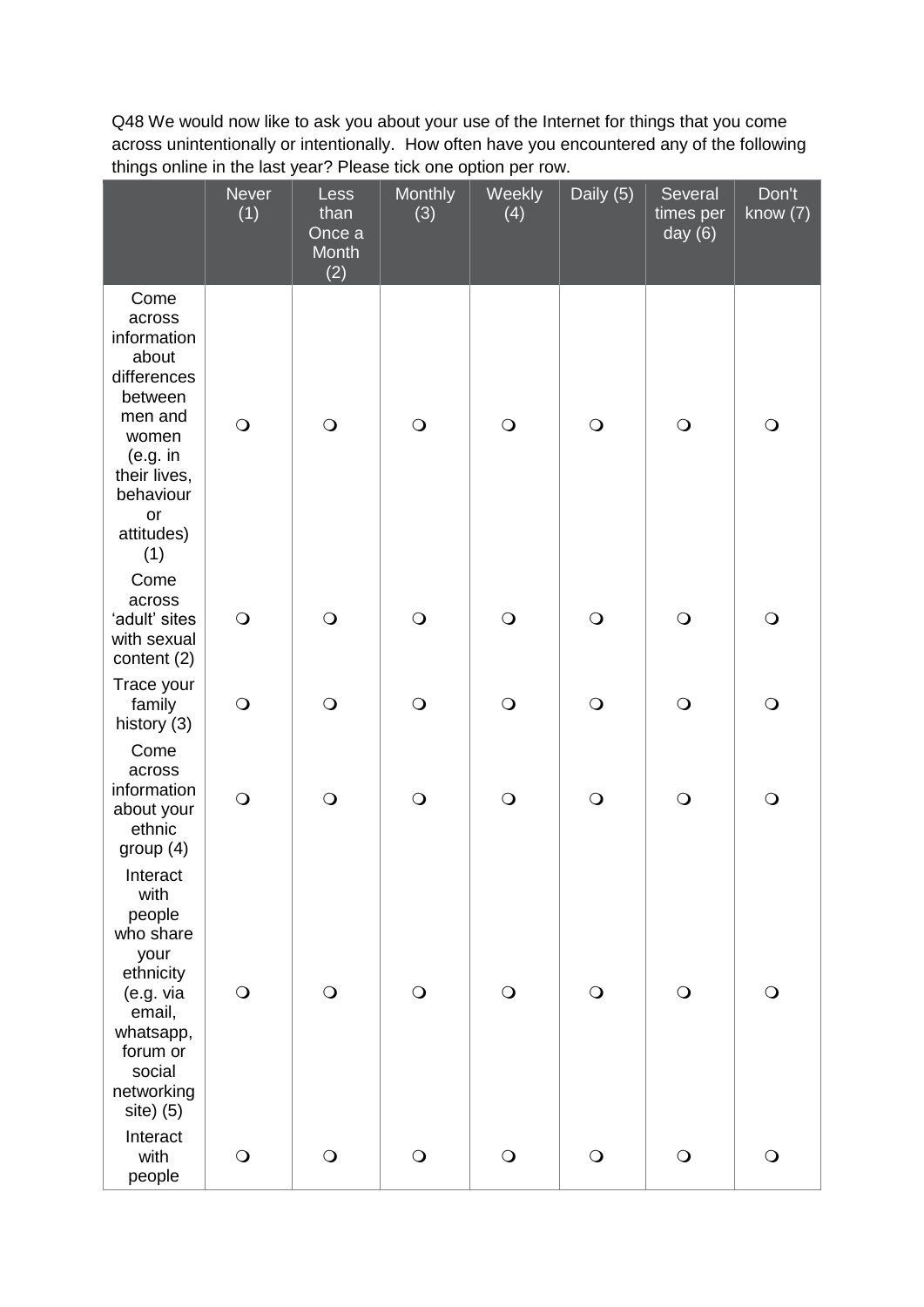Q48 We would now like to ask you about your use of the Internet for things that you come across unintentionally or intentionally. How often have you encountered any of the following things online in the last year? Please tick one option per row.

| | Never (1) | Less than Once a Month (2) | Monthly (3) | Weekly (4) | Daily (5) | Several times per day (6) | Don't know (7) |
|---|---|---|---|---|---|---|---|
| Come across information about differences between men and women (e.g. in their lives, behaviour or attitudes) (1) | ❍ | ❍ | ❍ | ❍ | ❍ | ❍ | ❍ |
| Come across 'adult' sites with sexual content (2) | ❍ | ❍ | ❍ | ❍ | ❍ | ❍ | ❍ |
| Trace your family history (3) | ❍ | ❍ | ❍ | ❍ | ❍ | ❍ | ❍ |
| Come across information about your ethnic group (4) | ❍ | ❍ | ❍ | ❍ | ❍ | ❍ | ❍ |
| Interact with people who share your ethnicity (e.g. via email, whatsapp, forum or social networking site) (5) | ❍ | ❍ | ❍ | ❍ | ❍ | ❍ | ❍ |
| Interact with people | ❍ | ❍ | ❍ | ❍ | ❍ | ❍ | ❍ |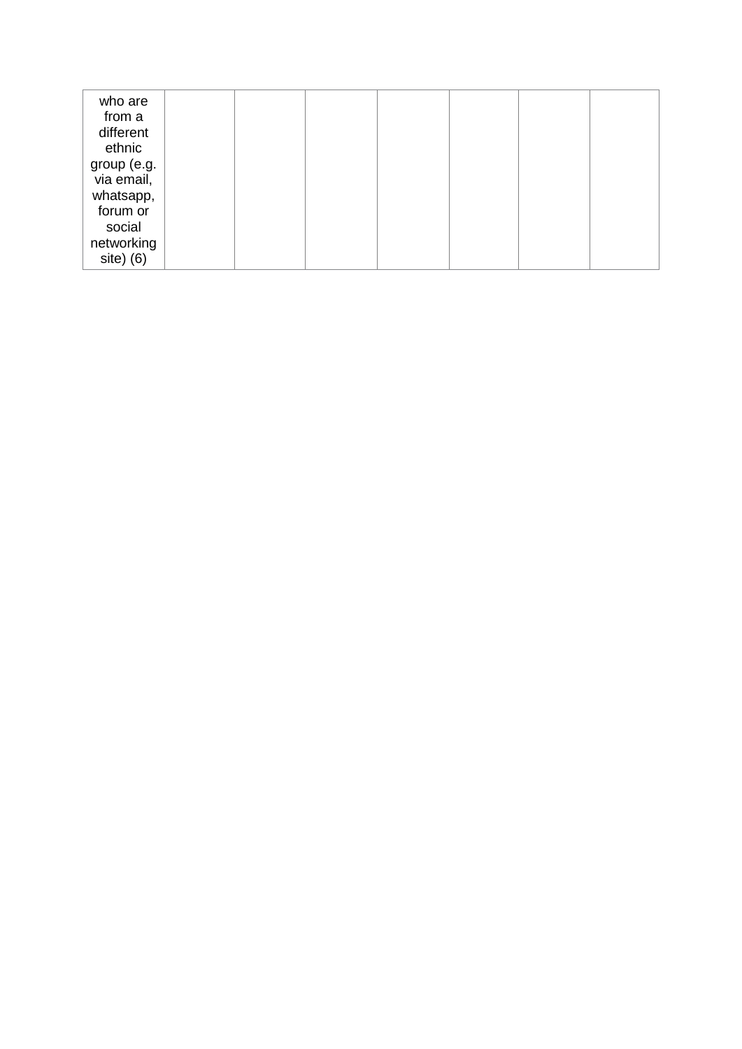| | | | | | | | |
|---|---|---|---|---|---|---|---|
| who are from a different ethnic group (e.g. via email, whatsapp, forum or social networking site) (6) | | | | | | | |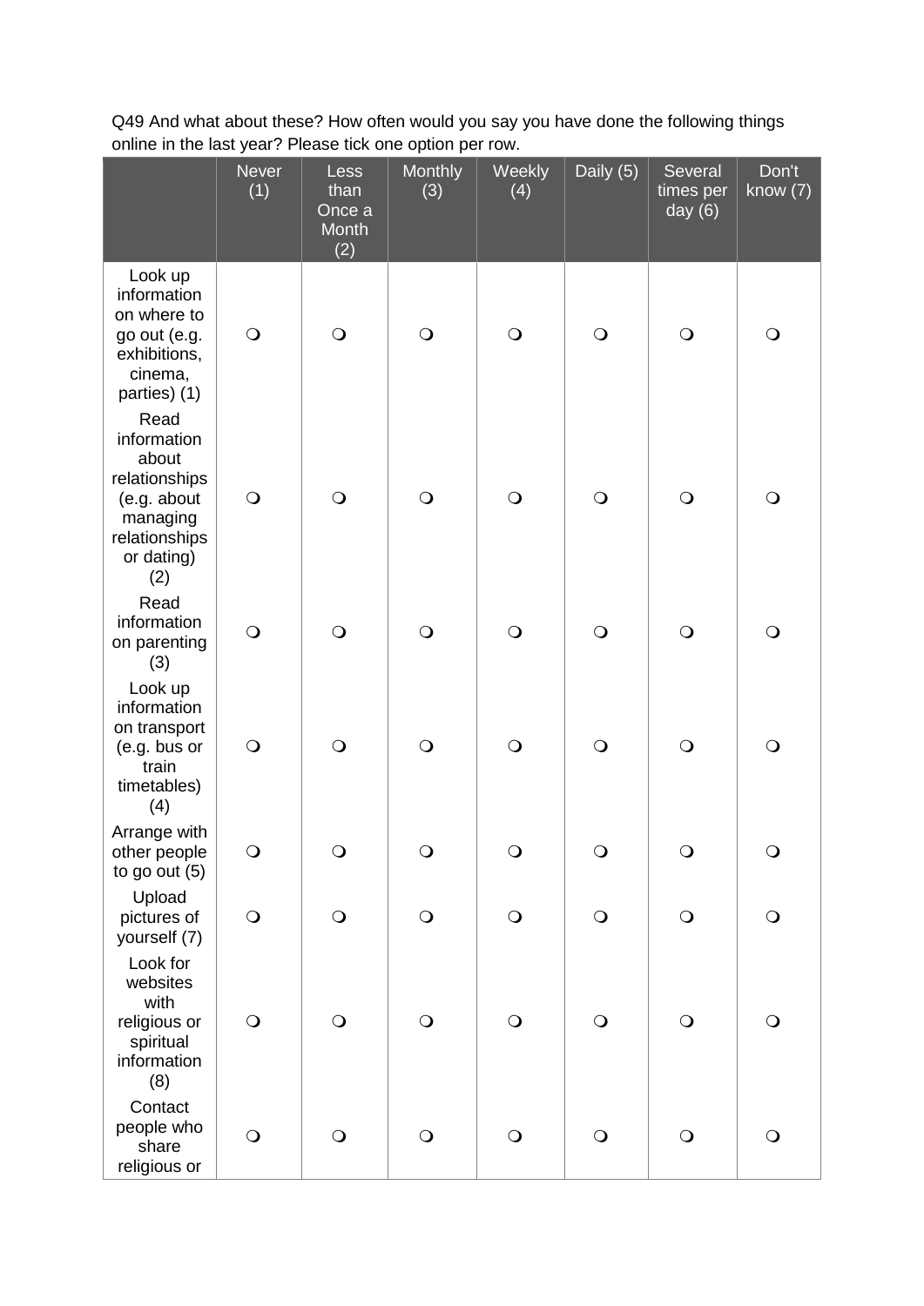Q49 And what about these? How often would you say you have done the following things online in the last year? Please tick one option per row.

| | Never (1) | Less than Once a Month (2) | Monthly (3) | Weekly (4) | Daily (5) | Several times per day (6) | Don't know (7) |
|---|---|---|---|---|---|---|---|
| Look up information on where to go out (e.g. exhibitions, cinema, parties) (1) | ❍ | ❍ | ❍ | ❍ | ❍ | ❍ | ❍ |
| Read information about relationships (e.g. about managing relationships or dating) (2) | ❍ | ❍ | ❍ | ❍ | ❍ | ❍ | ❍ |
| Read information on parenting (3) | ❍ | ❍ | ❍ | ❍ | ❍ | ❍ | ❍ |
| Look up information on transport (e.g. bus or train timetables) (4) | ❍ | ❍ | ❍ | ❍ | ❍ | ❍ | ❍ |
| Arrange with other people to go out (5) | ❍ | ❍ | ❍ | ❍ | ❍ | ❍ | ❍ |
| Upload pictures of yourself (7) | ❍ | ❍ | ❍ | ❍ | ❍ | ❍ | ❍ |
| Look for websites with religious or spiritual information (8) | ❍ | ❍ | ❍ | ❍ | ❍ | ❍ | ❍ |
| Contact people who share religious or | ❍ | ❍ | ❍ | ❍ | ❍ | ❍ | ❍ |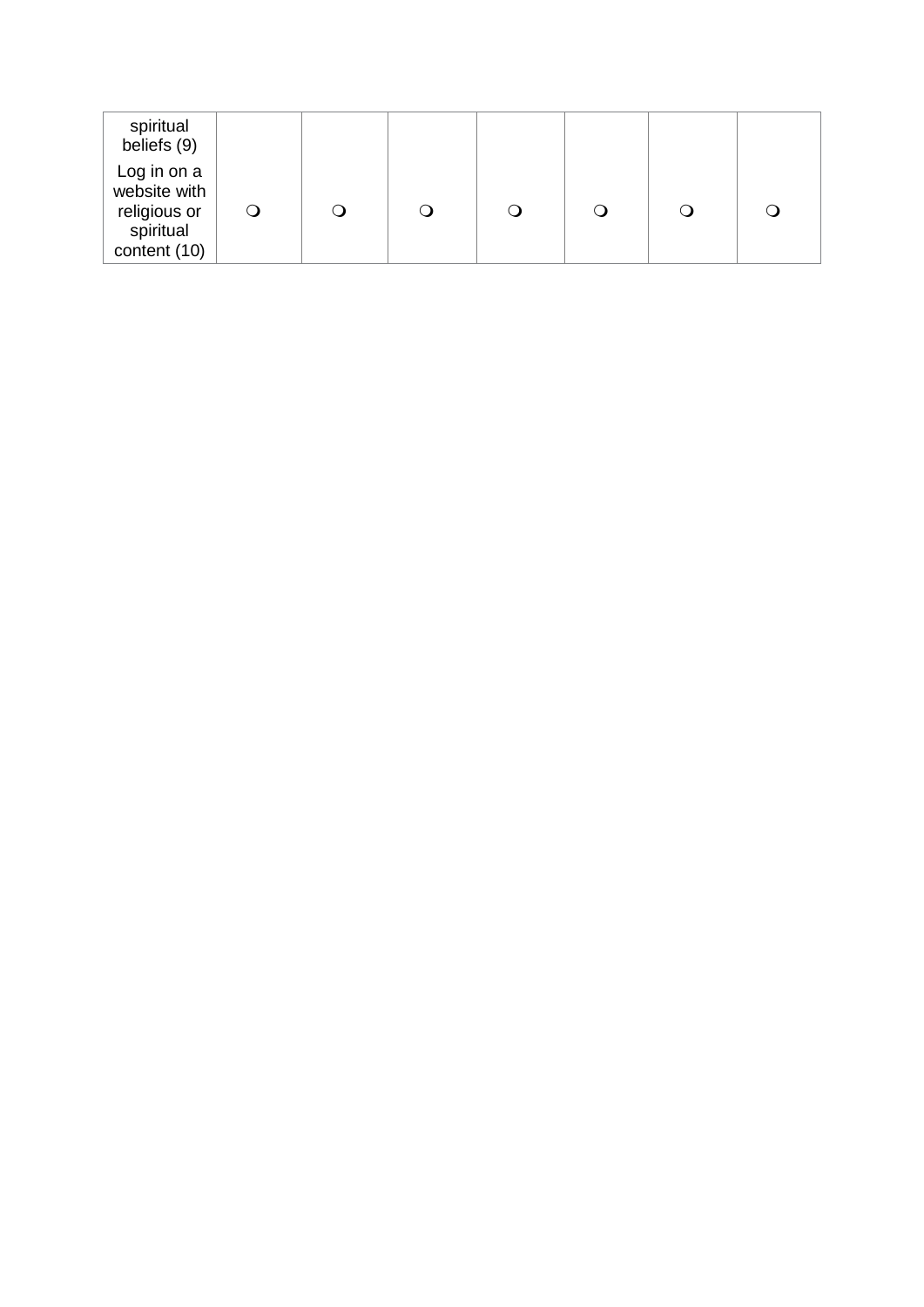| | | | | | | | |
|---|---|---|---|---|---|---|---|
| spiritual beliefs (9) | | | | | | | |
| Log in on a website with religious or spiritual content (10) | ❍ | ❍ | ❍ | ❍ | ❍ | ❍ | ❍ |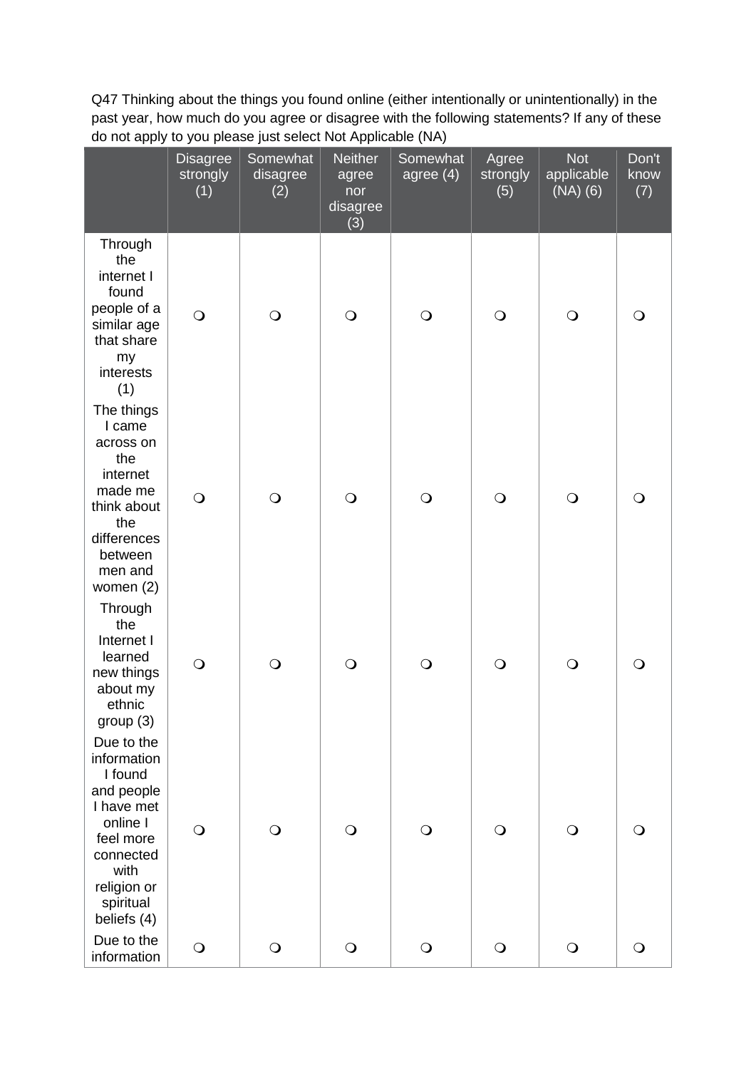Q47 Thinking about the things you found online (either intentionally or unintentionally) in the past year, how much do you agree or disagree with the following statements? If any of these do not apply to you please just select Not Applicable (NA)

| | Disagree strongly (1) | Somewhat disagree (2) | Neither agree nor disagree (3) | Somewhat agree (4) | Agree strongly (5) | Not applicable (NA) (6) | Don't know (7) |
|---|---|---|---|---|---|---|---|
| Through the internet I found people of a similar age that share my interests (1) | ❍ | ❍ | ❍ | ❍ | ❍ | ❍ | ❍ |
| The things I came across on the internet made me think about the differences between men and women (2) | ❍ | ❍ | ❍ | ❍ | ❍ | ❍ | ❍ |
| Through the Internet I learned new things about my ethnic group (3) | ❍ | ❍ | ❍ | ❍ | ❍ | ❍ | ❍ |
| Due to the information I found and people I have met online I feel more connected with religion or spiritual beliefs (4) | ❍ | ❍ | ❍ | ❍ | ❍ | ❍ | ❍ |
| Due to the information | ❍ | ❍ | ❍ | ❍ | ❍ | ❍ | ❍ |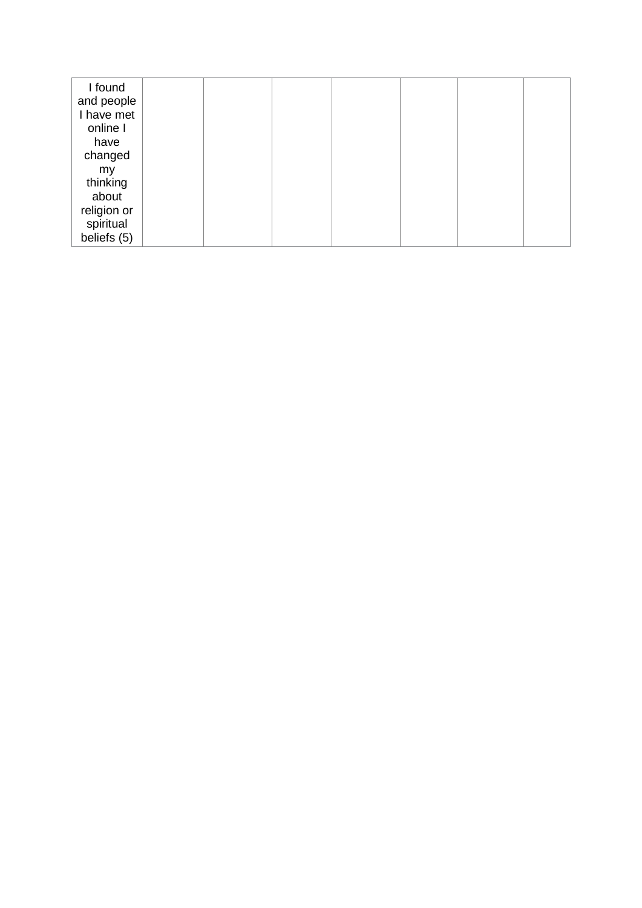| | | | | | | | |
|---|---|---|---|---|---|---|---|
| I found and people I have met online I have changed my thinking about religion or spiritual beliefs (5) | | | | | | | |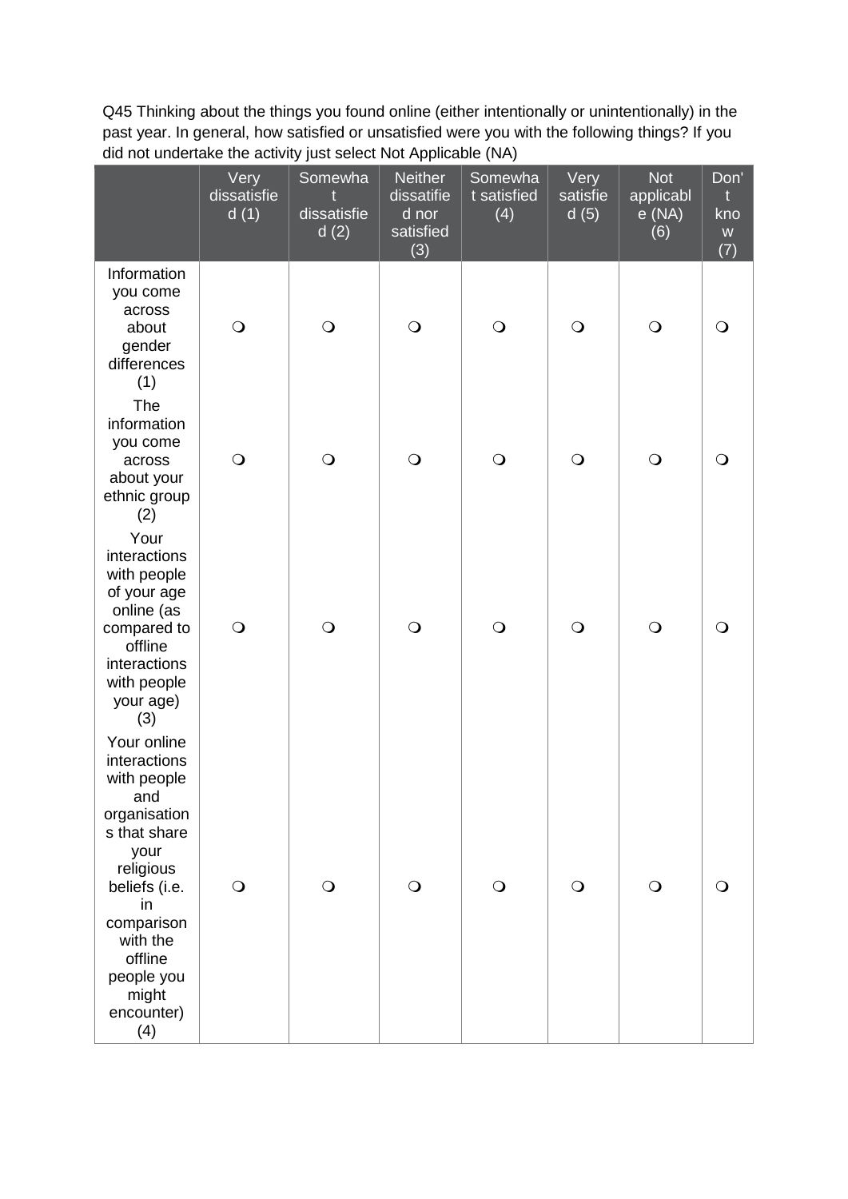Q45 Thinking about the things you found online (either intentionally or unintentionally) in the past year. In general, how satisfied or unsatisfied were you with the following things? If you did not undertake the activity just select Not Applicable (NA)

| | Very dissatisfied (1) | Somewhat dissatisfied (2) | Neither dissatisfied nor satisfied (3) | Somewhat satisfied (4) | Very satisfied (5) | Not applicable (NA) (6) | Don't know (7) |
|---|---|---|---|---|---|---|---|
| Information you come across about gender differences (1) | ❍ | ❍ | ❍ | ❍ | ❍ | ❍ | ❍ |
| The information you come across about your ethnic group (2) | ❍ | ❍ | ❍ | ❍ | ❍ | ❍ | ❍ |
| Your interactions with people of your age online (as compared to offline interactions with people your age) (3) | ❍ | ❍ | ❍ | ❍ | ❍ | ❍ | ❍ |
| Your online interactions with people and organisations that share your religious beliefs (i.e. in comparison with the offline people you might encounter) (4) | ❍ | ❍ | ❍ | ❍ | ❍ | ❍ | ❍ |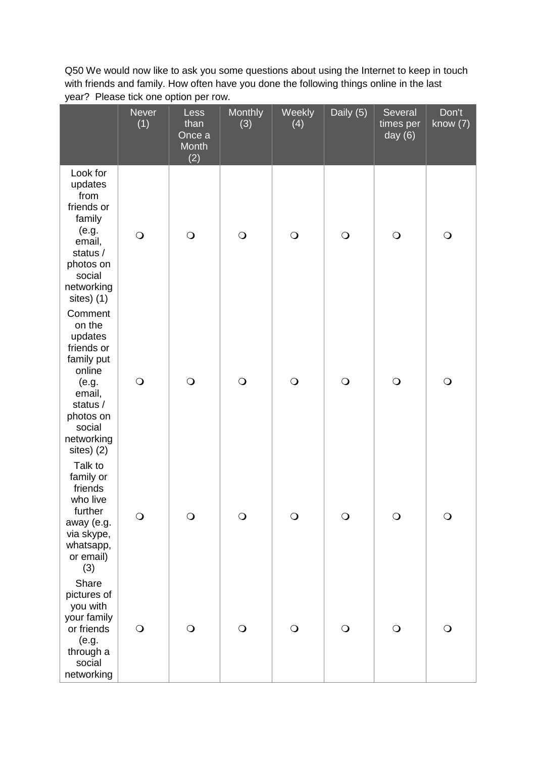Q50 We would now like to ask you some questions about using the Internet to keep in touch with friends and family. How often have you done the following things online in the last year? Please tick one option per row.

| | Never (1) | Less than Once a Month (2) | Monthly (3) | Weekly (4) | Daily (5) | Several times per day (6) | Don't know (7) |
|---|---|---|---|---|---|---|---|
| Look for updates from friends or family (e.g. email, status / photos on social networking sites) (1) | ❍ | ❍ | ❍ | ❍ | ❍ | ❍ | ❍ |
| Comment on the updates friends or family put online (e.g. email, status / photos on social networking sites) (2) | ❍ | ❍ | ❍ | ❍ | ❍ | ❍ | ❍ |
| Talk to family or friends who live further away (e.g. via skype, whatsapp, or email) (3) | ❍ | ❍ | ❍ | ❍ | ❍ | ❍ | ❍ |
| Share pictures of you with your family or friends (e.g. through a social networking | ❍ | ❍ | ❍ | ❍ | ❍ | ❍ | ❍ |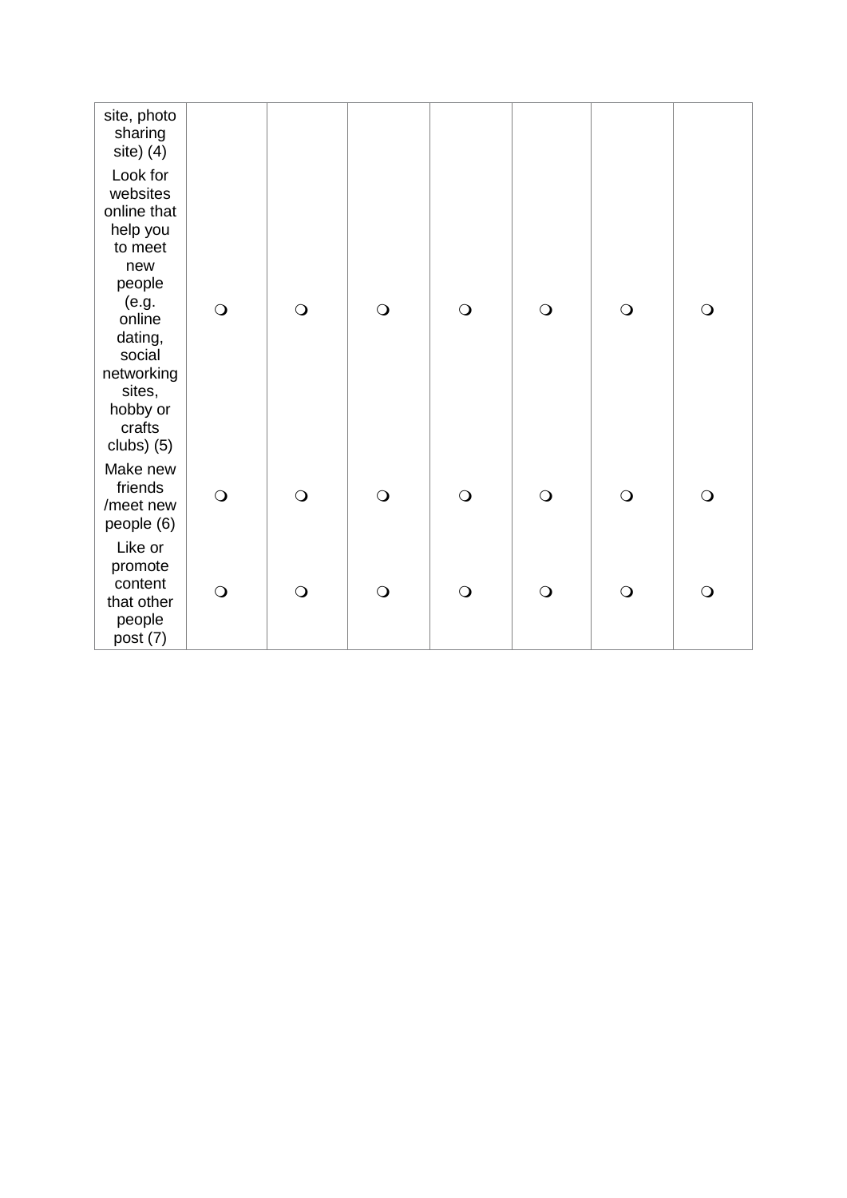| | | | | | | | |
|---|---|---|---|---|---|---|---|
| site, photo sharing site) (4) | | | | | | | |
| Look for websites online that help you to meet new people (e.g. online dating, social networking sites, hobby or crafts clubs) (5) | ❍ | ❍ | ❍ | ❍ | ❍ | ❍ | ❍ |
| Make new friends /meet new people (6) | ❍ | ❍ | ❍ | ❍ | ❍ | ❍ | ❍ |
| Like or promote content that other people post (7) | ❍ | ❍ | ❍ | ❍ | ❍ | ❍ | ❍ |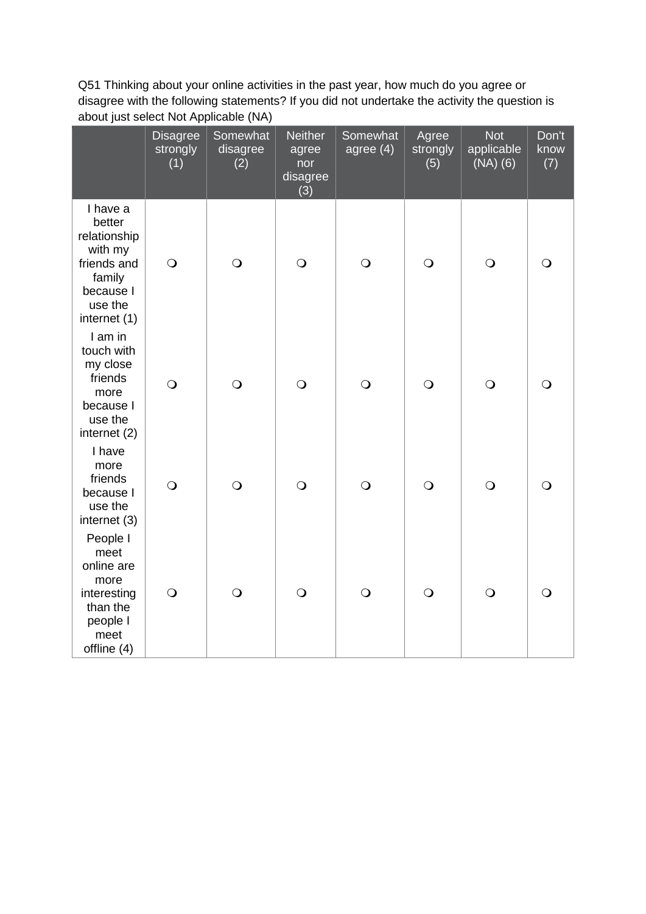Q51 Thinking about your online activities in the past year, how much do you agree or disagree with the following statements? If you did not undertake the activity the question is about just select Not Applicable (NA)

| | Disagree strongly (1) | Somewhat disagree (2) | Neither agree nor disagree (3) | Somewhat agree (4) | Agree strongly (5) | Not applicable (NA) (6) | Don't know (7) |
|---|---|---|---|---|---|---|---|
| I have a better relationship with my friends and family because I use the internet (1) | ❍ | ❍ | ❍ | ❍ | ❍ | ❍ | ❍ |
| I am in touch with my close friends more because I use the internet (2) | ❍ | ❍ | ❍ | ❍ | ❍ | ❍ | ❍ |
| I have more friends because I use the internet (3) | ❍ | ❍ | ❍ | ❍ | ❍ | ❍ | ❍ |
| People I meet online are more interesting than the people I meet offline (4) | ❍ | ❍ | ❍ | ❍ | ❍ | ❍ | ❍ |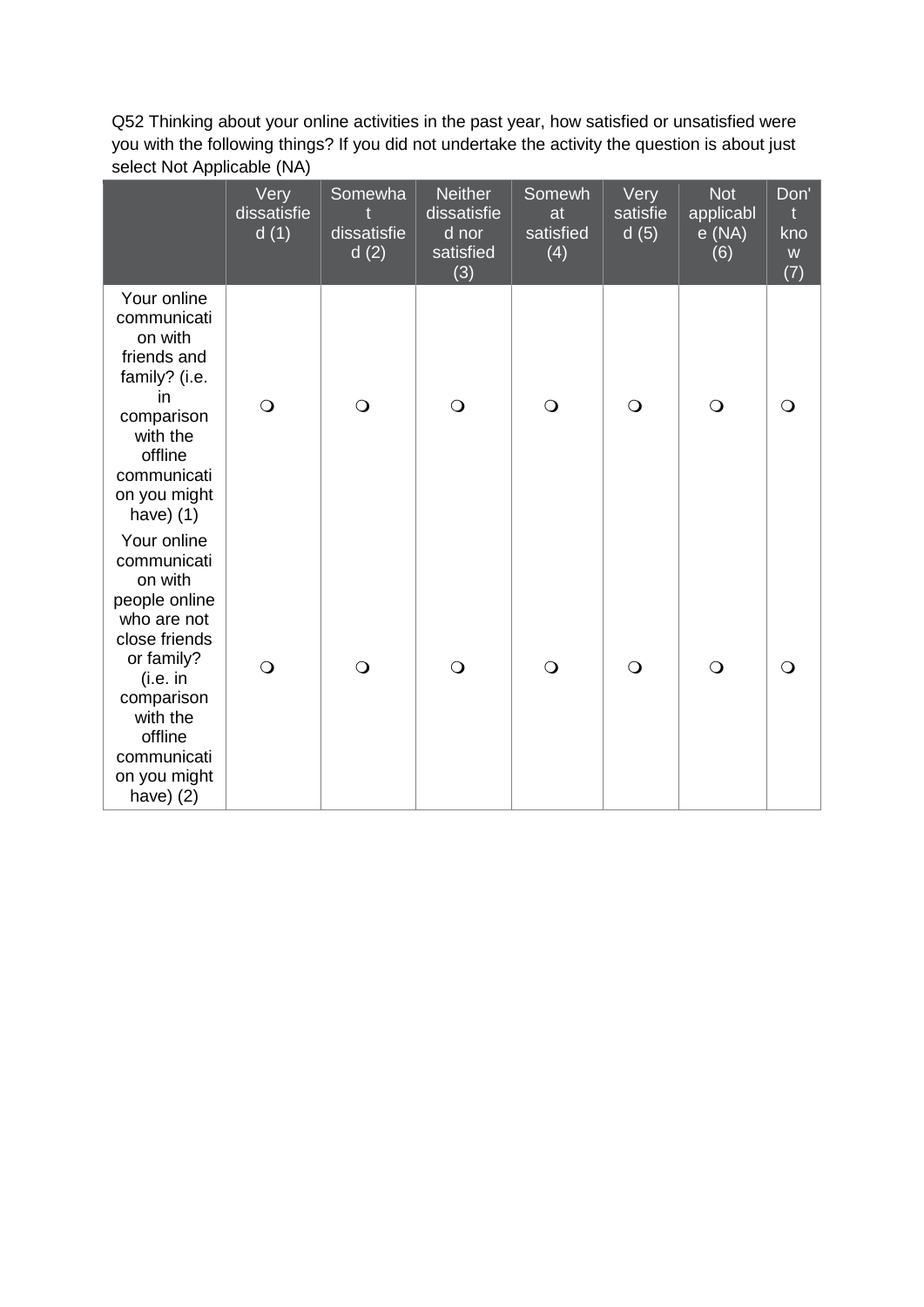Q52 Thinking about your online activities in the past year, how satisfied or unsatisfied were you with the following things? If you did not undertake the activity the question is about just select Not Applicable (NA)

| | Very dissatisfied (1) | Somewhat dissatisfied (2) | Neither dissatisfied nor satisfied (3) | Somewhat satisfied (4) | Very satisfied (5) | Not applicable (NA) (6) | Don't know (7) |
|---|---|---|---|---|---|---|---|
| Your online communication with friends and family? (i.e. in comparison with the offline communication you might have) (1) | ❍ | ❍ | ❍ | ❍ | ❍ | ❍ | ❍ |
| Your online communication with people online who are not close friends or family? (i.e. in comparison with the offline communication you might have) (2) | ❍ | ❍ | ❍ | ❍ | ❍ | ❍ | ❍ |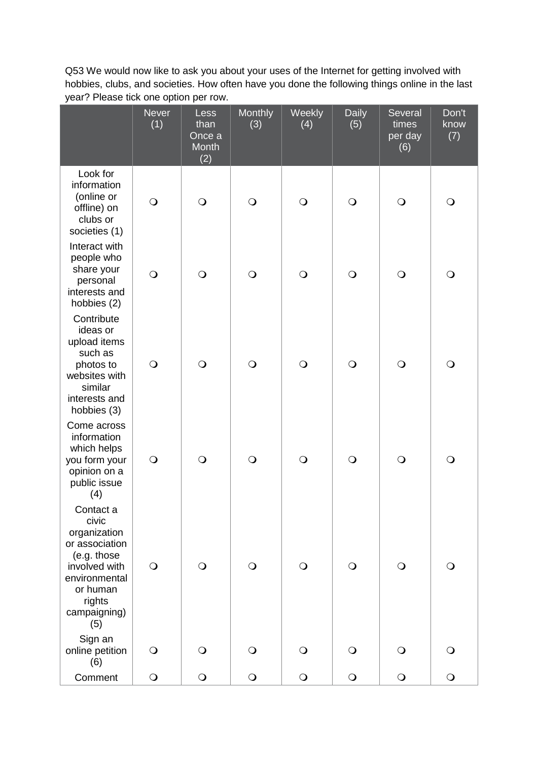Q53 We would now like to ask you about your uses of the Internet for getting involved with hobbies, clubs, and societies. How often have you done the following things online in the last year? Please tick one option per row.

| | Never (1) | Less than Once a Month (2) | Monthly (3) | Weekly (4) | Daily (5) | Several times per day (6) | Don't know (7) |
|---|---|---|---|---|---|---|---|
| Look for information (online or offline) on clubs or societies (1) | ❍ | ❍ | ❍ | ❍ | ❍ | ❍ | ❍ |
| Interact with people who share your personal interests and hobbies (2) | ❍ | ❍ | ❍ | ❍ | ❍ | ❍ | ❍ |
| Contribute ideas or upload items such as photos to websites with similar interests and hobbies (3) | ❍ | ❍ | ❍ | ❍ | ❍ | ❍ | ❍ |
| Come across information which helps you form your opinion on a public issue (4) | ❍ | ❍ | ❍ | ❍ | ❍ | ❍ | ❍ |
| Contact a civic organization or association (e.g. those involved with environmental or human rights campaigning) (5) | ❍ | ❍ | ❍ | ❍ | ❍ | ❍ | ❍ |
| Sign an online petition (6) | ❍ | ❍ | ❍ | ❍ | ❍ | ❍ | ❍ |
| Comment | ❍ | ❍ | ❍ | ❍ | ❍ | ❍ | ❍ |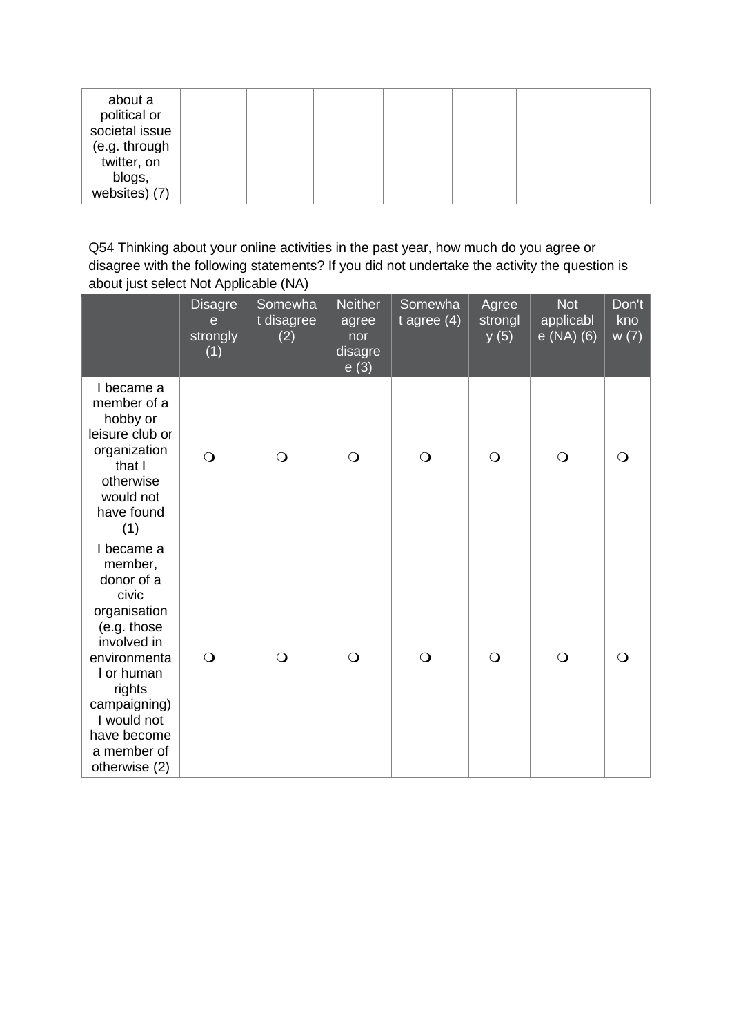| | | | | | | | |
|---|---|---|---|---|---|---|---|
| about a political or societal issue (e.g. through twitter, on blogs, websites) (7) | | | | | | | |

Q54 Thinking about your online activities in the past year, how much do you agree or disagree with the following statements? If you did not undertake the activity the question is about just select Not Applicable (NA)

| | Disagree strongly (1) | Somewhat disagree (2) | Neither agree nor disagree (3) | Somewhat agree (4) | Agree strongly (5) | Not applicable (NA) (6) | Don't know (7) |
|---|---|---|---|---|---|---|---|
| I became a member of a hobby or leisure club or organization that I otherwise would not have found (1) | ❍ | ❍ | ❍ | ❍ | ❍ | ❍ | ❍ |
| I became a member, donor of a civic organisation (e.g. those involved in environmental or human rights campaigning) I would not have become a member of otherwise (2) | ❍ | ❍ | ❍ | ❍ | ❍ | ❍ | ❍ |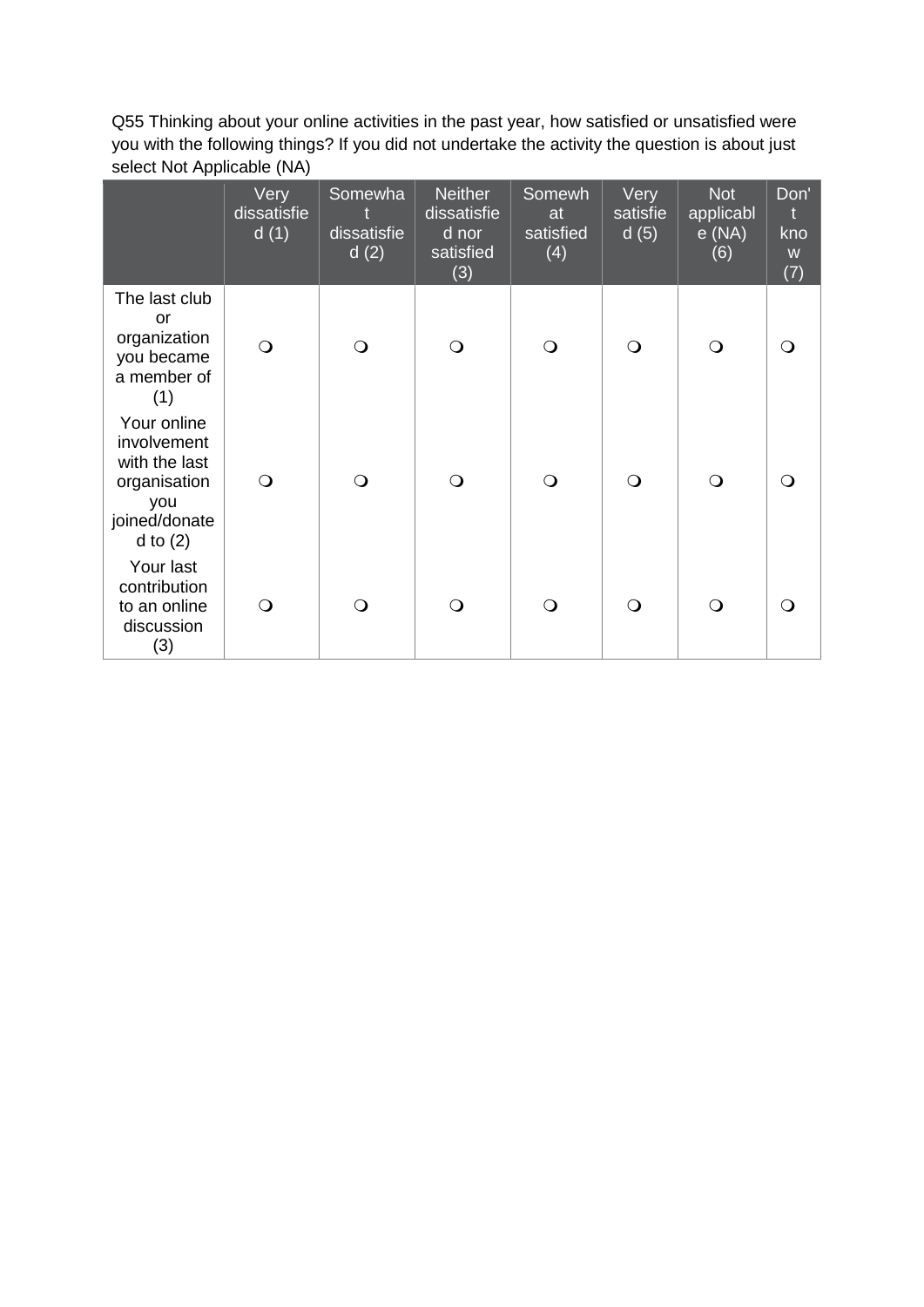Q55 Thinking about your online activities in the past year, how satisfied or unsatisfied were you with the following things? If you did not undertake the activity the question is about just select Not Applicable (NA)

| | Very dissatisfied (1) | Somewhat dissatisfied (2) | Neither dissatisfied nor satisfied (3) | Somewhat satisfied (4) | Very satisfied (5) | Not applicable (NA) (6) | Don't know (7) |
|---|---|---|---|---|---|---|---|
| The last club or organization you became a member of (1) | ○ | ○ | ○ | ○ | ○ | ○ | ○ |
| Your online involvement with the last organisation you joined/donated to (2) | ○ | ○ | ○ | ○ | ○ | ○ | ○ |
| Your last contribution to an online discussion (3) | ○ | ○ | ○ | ○ | ○ | ○ | ○ |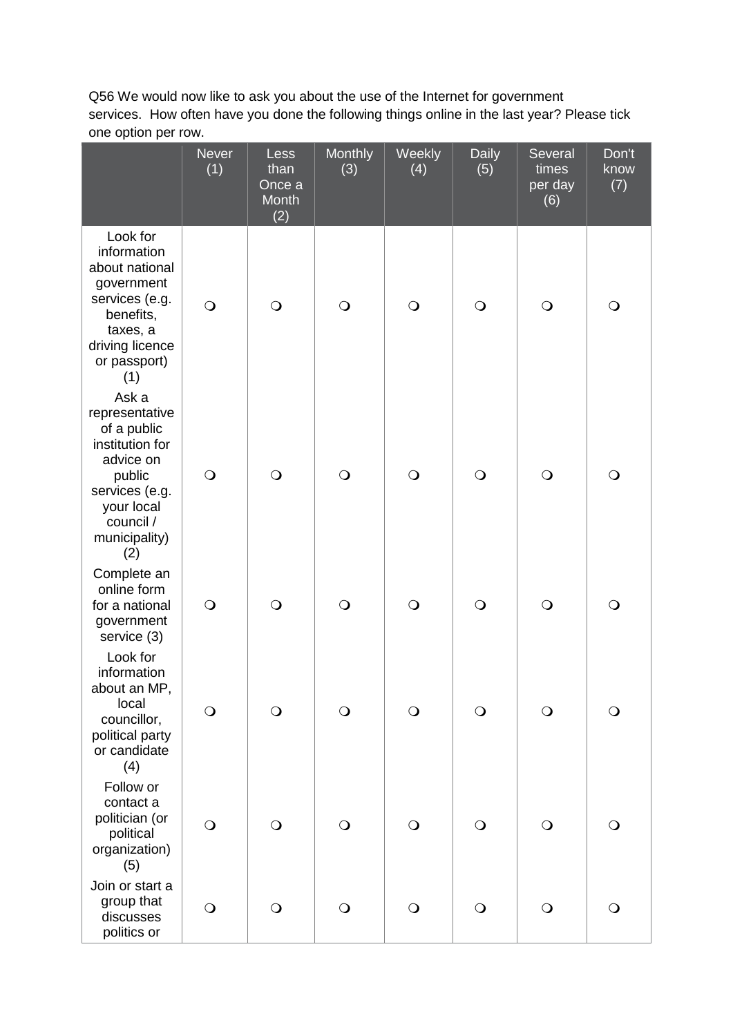Q56 We would now like to ask you about the use of the Internet for government services. How often have you done the following things online in the last year? Please tick one option per row.

| | Never (1) | Less than Once a Month (2) | Monthly (3) | Weekly (4) | Daily (5) | Several times per day (6) | Don't know (7) |
|---|---|---|---|---|---|---|---|
| Look for information about national government services (e.g. benefits, taxes, a driving licence or passport) (1) | ❍ | ❍ | ❍ | ❍ | ❍ | ❍ | ❍ |
| Ask a representative of a public institution for advice on public services (e.g. your local council / municipality) (2) | ❍ | ❍ | ❍ | ❍ | ❍ | ❍ | ❍ |
| Complete an online form for a national government service (3) | ❍ | ❍ | ❍ | ❍ | ❍ | ❍ | ❍ |
| Look for information about an MP, local councillor, political party or candidate (4) | ❍ | ❍ | ❍ | ❍ | ❍ | ❍ | ❍ |
| Follow or contact a politician (or political organization) (5) | ❍ | ❍ | ❍ | ❍ | ❍ | ❍ | ❍ |
| Join or start a group that discusses politics or | ❍ | ❍ | ❍ | ❍ | ❍ | ❍ | ❍ |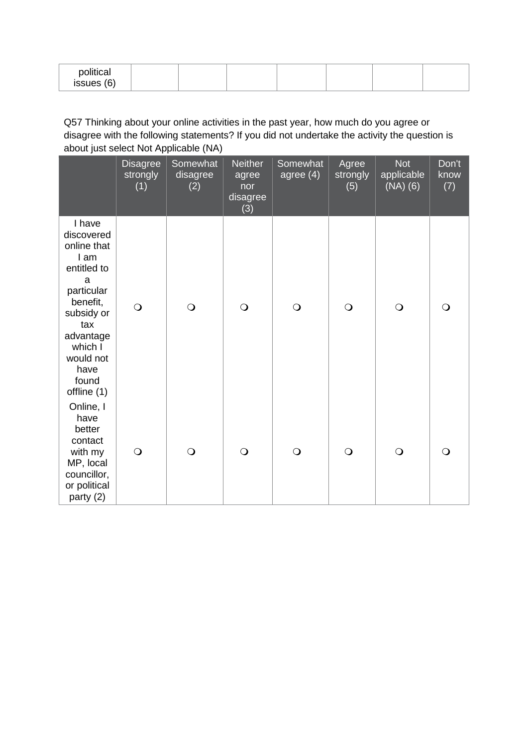| | | | | | | | |
|---|---|---|---|---|---|---|---|
| political issues (6) | | | | | | | |

Q57 Thinking about your online activities in the past year, how much do you agree or disagree with the following statements? If you did not undertake the activity the question is about just select Not Applicable (NA)

| | Disagree strongly (1) | Somewhat disagree (2) | Neither agree nor disagree (3) | Somewhat agree (4) | Agree strongly (5) | Not applicable (NA) (6) | Don't know (7) |
|---|---|---|---|---|---|---|---|
| I have discovered online that I am entitled to a particular benefit, subsidy or tax advantage which I would not have found offline (1) | ❍ | ❍ | ❍ | ❍ | ❍ | ❍ | ❍ |
| Online, I have better contact with my MP, local councillor, or political party (2) | ❍ | ❍ | ❍ | ❍ | ❍ | ❍ | ❍ |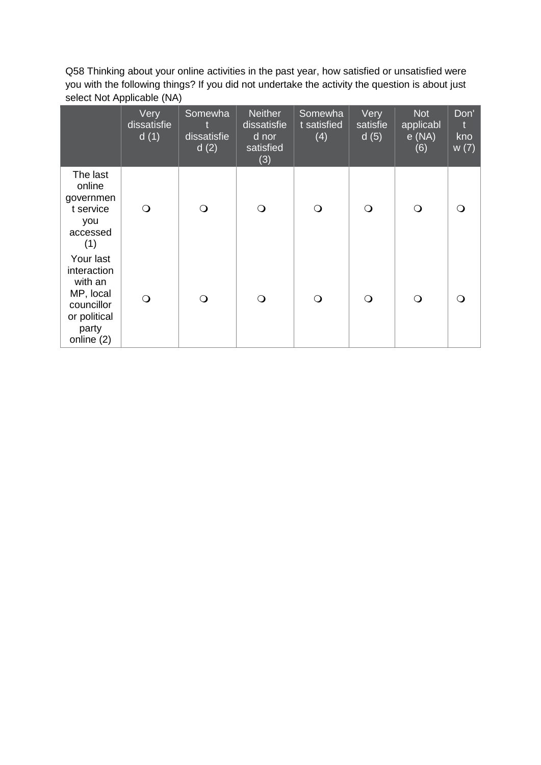Q58 Thinking about your online activities in the past year, how satisfied or unsatisfied were you with the following things? If you did not undertake the activity the question is about just select Not Applicable (NA)

| | Very dissatisfied (1) | Somewhat dissatisfied (2) | Neither dissatisfied nor satisfied (3) | Somewhat satisfied (4) | Very satisfied (5) | Not applicable (NA) (6) | Don't know (7) |
|---|---|---|---|---|---|---|---|
| The last online government service you accessed (1) | ❍ | ❍ | ❍ | ❍ | ❍ | ❍ | ❍ |
| Your last interaction with an MP, local councillor or political party online (2) | ❍ | ❍ | ❍ | ❍ | ❍ | ❍ | ❍ |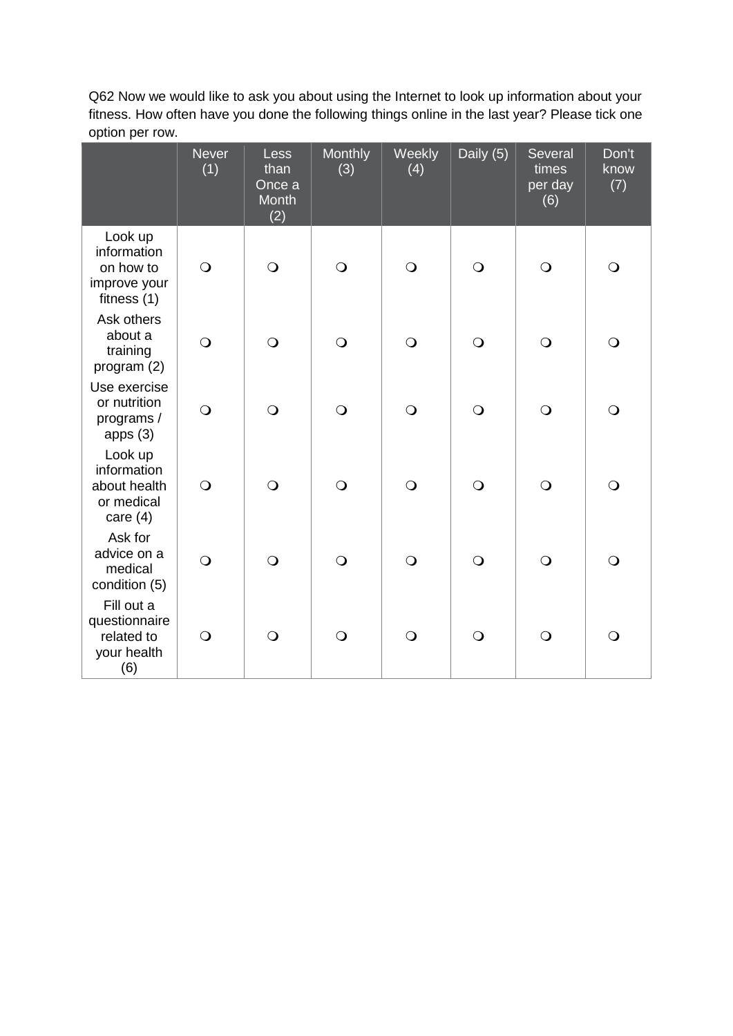Q62 Now we would like to ask you about using the Internet to look up information about your fitness. How often have you done the following things online in the last year? Please tick one option per row.

| | Never (1) | Less than Once a Month (2) | Monthly (3) | Weekly (4) | Daily (5) | Several times per day (6) | Don't know (7) |
|---|---|---|---|---|---|---|---|
| Look up information on how to improve your fitness (1) | ❍ | ❍ | ❍ | ❍ | ❍ | ❍ | ❍ |
| Ask others about a training program (2) | ❍ | ❍ | ❍ | ❍ | ❍ | ❍ | ❍ |
| Use exercise or nutrition programs / apps (3) | ❍ | ❍ | ❍ | ❍ | ❍ | ❍ | ❍ |
| Look up information about health or medical care (4) | ❍ | ❍ | ❍ | ❍ | ❍ | ❍ | ❍ |
| Ask for advice on a medical condition (5) | ❍ | ❍ | ❍ | ❍ | ❍ | ❍ | ❍ |
| Fill out a questionnaire related to your health (6) | ❍ | ❍ | ❍ | ❍ | ❍ | ❍ | ❍ |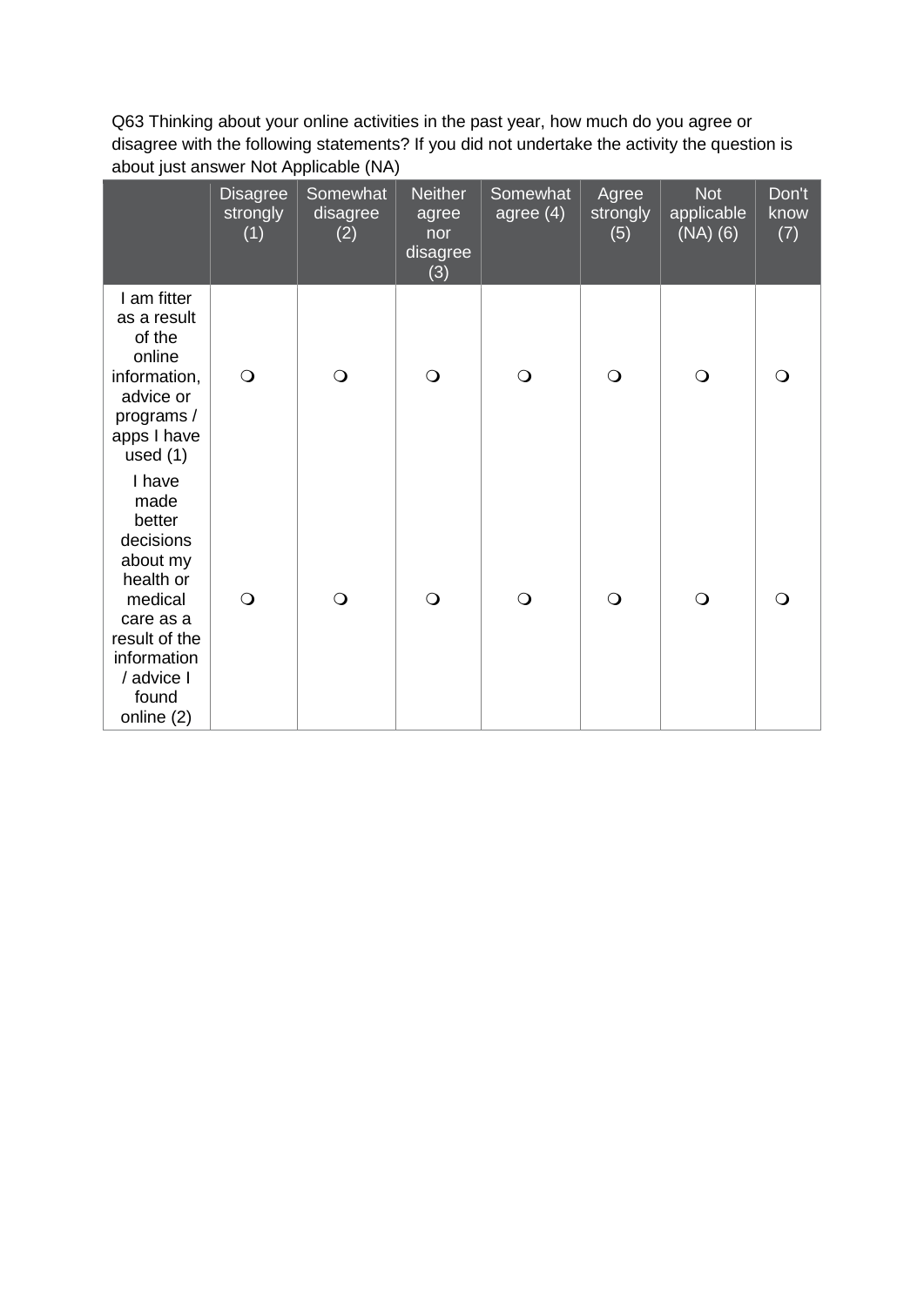Q63 Thinking about your online activities in the past year, how much do you agree or disagree with the following statements? If you did not undertake the activity the question is about just answer Not Applicable (NA)

| | Disagree strongly (1) | Somewhat disagree (2) | Neither agree nor disagree (3) | Somewhat agree (4) | Agree strongly (5) | Not applicable (NA) (6) | Don't know (7) |
|---|---|---|---|---|---|---|---|
| I am fitter as a result of the online information, advice or programs / apps I have used (1) | ❍ | ❍ | ❍ | ❍ | ❍ | ❍ | ❍ |
| I have made better decisions about my health or medical care as a result of the information / advice I found online (2) | ❍ | ❍ | ❍ | ❍ | ❍ | ❍ | ❍ |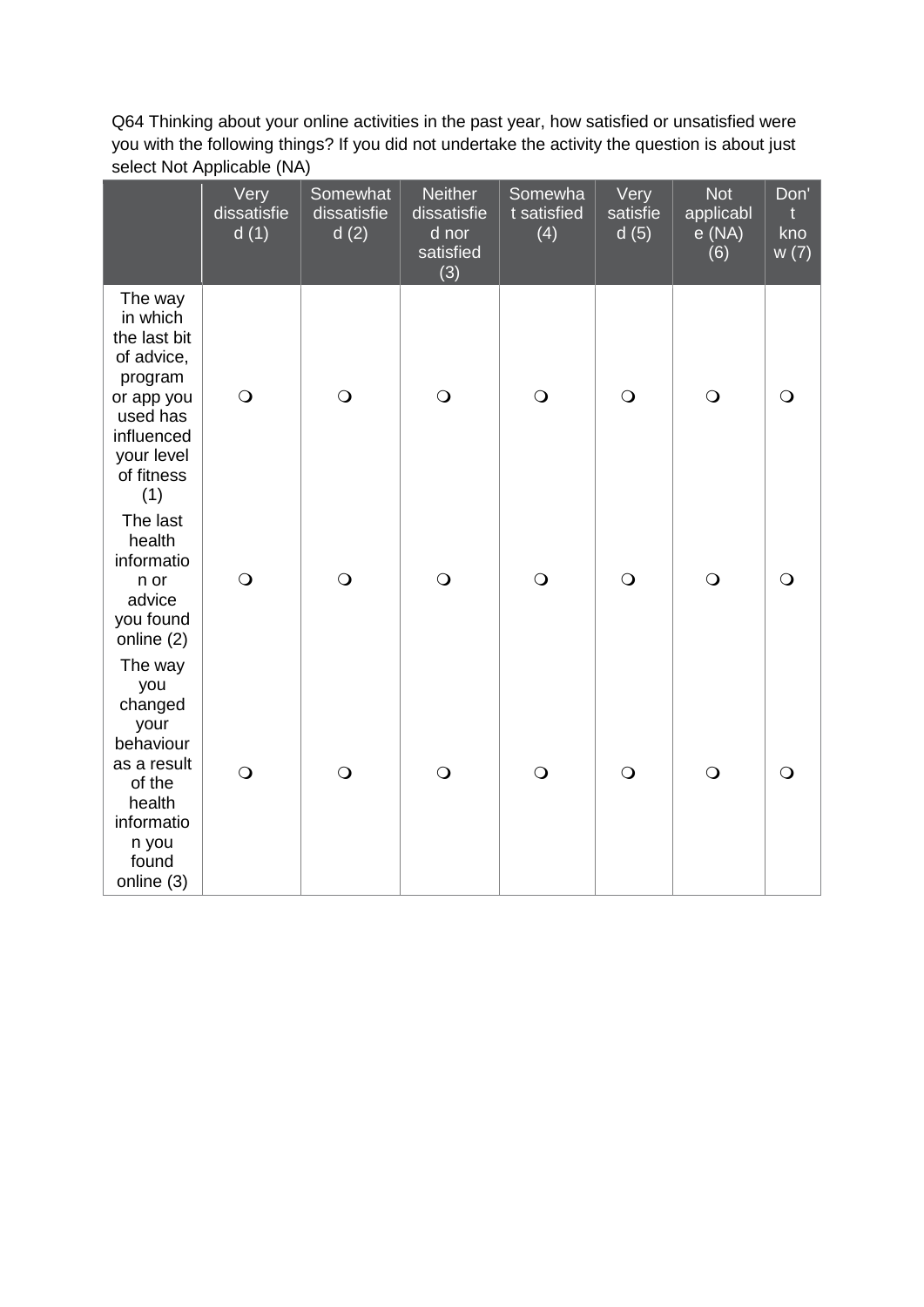Q64 Thinking about your online activities in the past year, how satisfied or unsatisfied were you with the following things? If you did not undertake the activity the question is about just select Not Applicable (NA)

| | Very dissatisfied (1) | Somewhat dissatisfied (2) | Neither dissatisfied nor satisfied (3) | Somewhat satisfied (4) | Very satisfied (5) | Not applicable (NA) (6) | Don't know (7) |
|---|---|---|---|---|---|---|---|
| The way in which the last bit of advice, program or app you used has influenced your level of fitness (1) | ○ | ○ | ○ | ○ | ○ | ○ | ○ |
| The last health information or advice you found online (2) | ○ | ○ | ○ | ○ | ○ | ○ | ○ |
| The way you changed your behaviour as a result of the health information you found online (3) | ○ | ○ | ○ | ○ | ○ | ○ | ○ |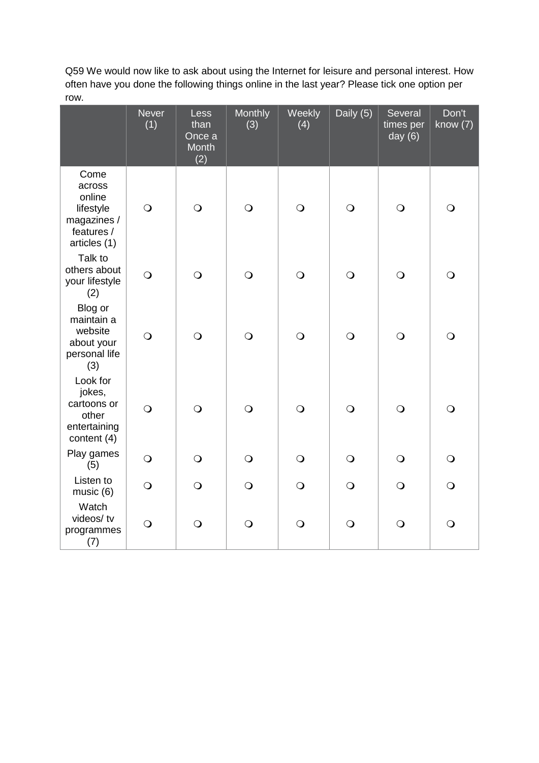Q59 We would now like to ask about using the Internet for leisure and personal interest. How often have you done the following things online in the last year? Please tick one option per row.

| | Never (1) | Less than Once a Month (2) | Monthly (3) | Weekly (4) | Daily (5) | Several times per day (6) | Don't know (7) |
|---|---|---|---|---|---|---|---|
| Come across online lifestyle magazines / features / articles (1) | ❍ | ❍ | ❍ | ❍ | ❍ | ❍ | ❍ |
| Talk to others about your lifestyle (2) | ❍ | ❍ | ❍ | ❍ | ❍ | ❍ | ❍ |
| Blog or maintain a website about your personal life (3) | ❍ | ❍ | ❍ | ❍ | ❍ | ❍ | ❍ |
| Look for jokes, cartoons or other entertaining content (4) | ❍ | ❍ | ❍ | ❍ | ❍ | ❍ | ❍ |
| Play games (5) | ❍ | ❍ | ❍ | ❍ | ❍ | ❍ | ❍ |
| Listen to music (6) | ❍ | ❍ | ❍ | ❍ | ❍ | ❍ | ❍ |
| Watch videos/ tv programmes (7) | ❍ | ❍ | ❍ | ❍ | ❍ | ❍ | ❍ |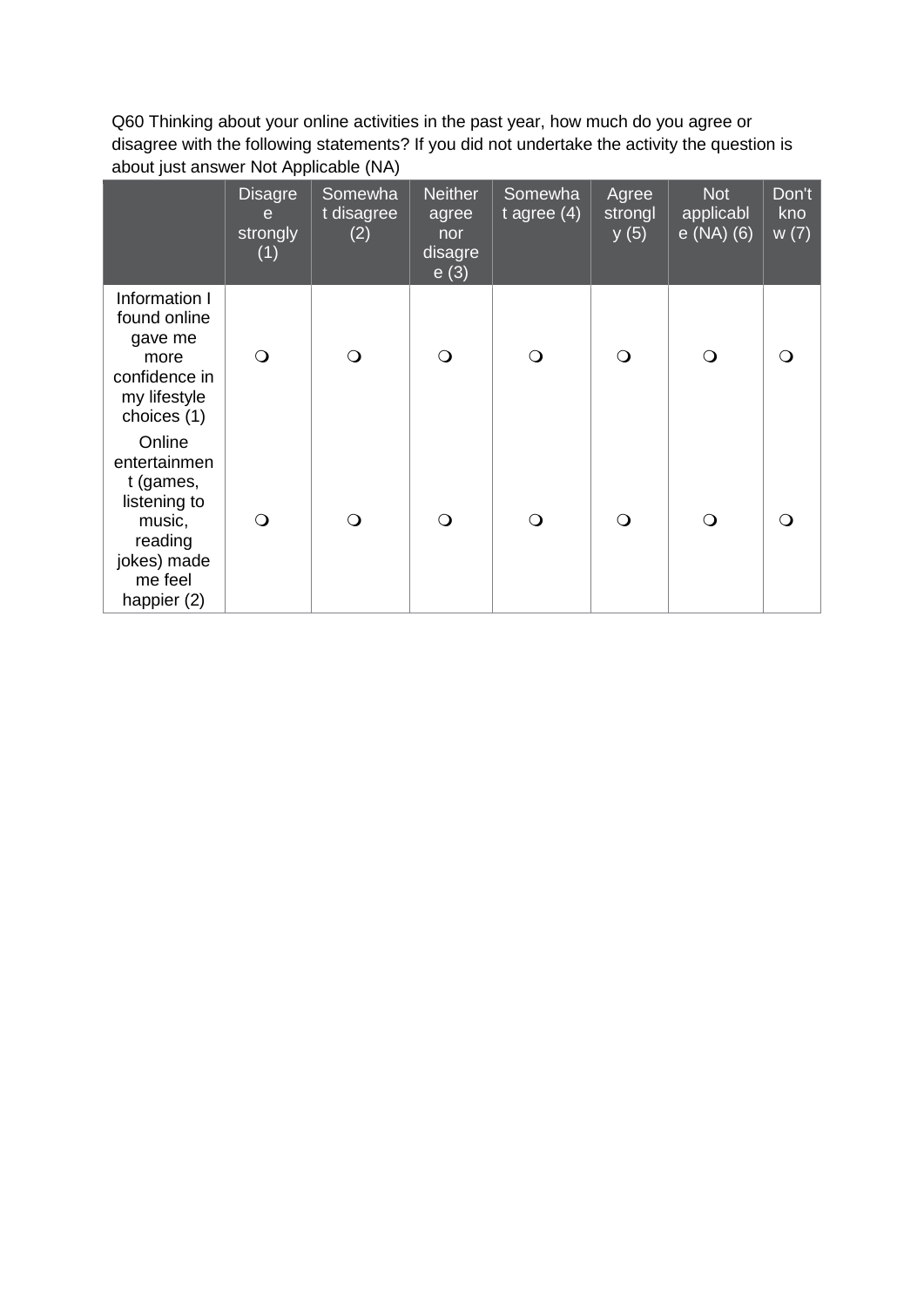Q60 Thinking about your online activities in the past year, how much do you agree or disagree with the following statements? If you did not undertake the activity the question is about just answer Not Applicable (NA)

| | Disagree strongly (1) | Somewhat disagree (2) | Neither agree nor disagree (3) | Somewhat agree (4) | Agree strongly (5) | Not applicable (NA) (6) | Don't know (7) |
|---|---|---|---|---|---|---|---|
| Information I found online gave me more confidence in my lifestyle choices (1) | ❍ | ❍ | ❍ | ❍ | ❍ | ❍ | ❍ |
| Online entertainment (games, listening to music, reading jokes) made me feel happier (2) | ❍ | ❍ | ❍ | ❍ | ❍ | ❍ | ❍ |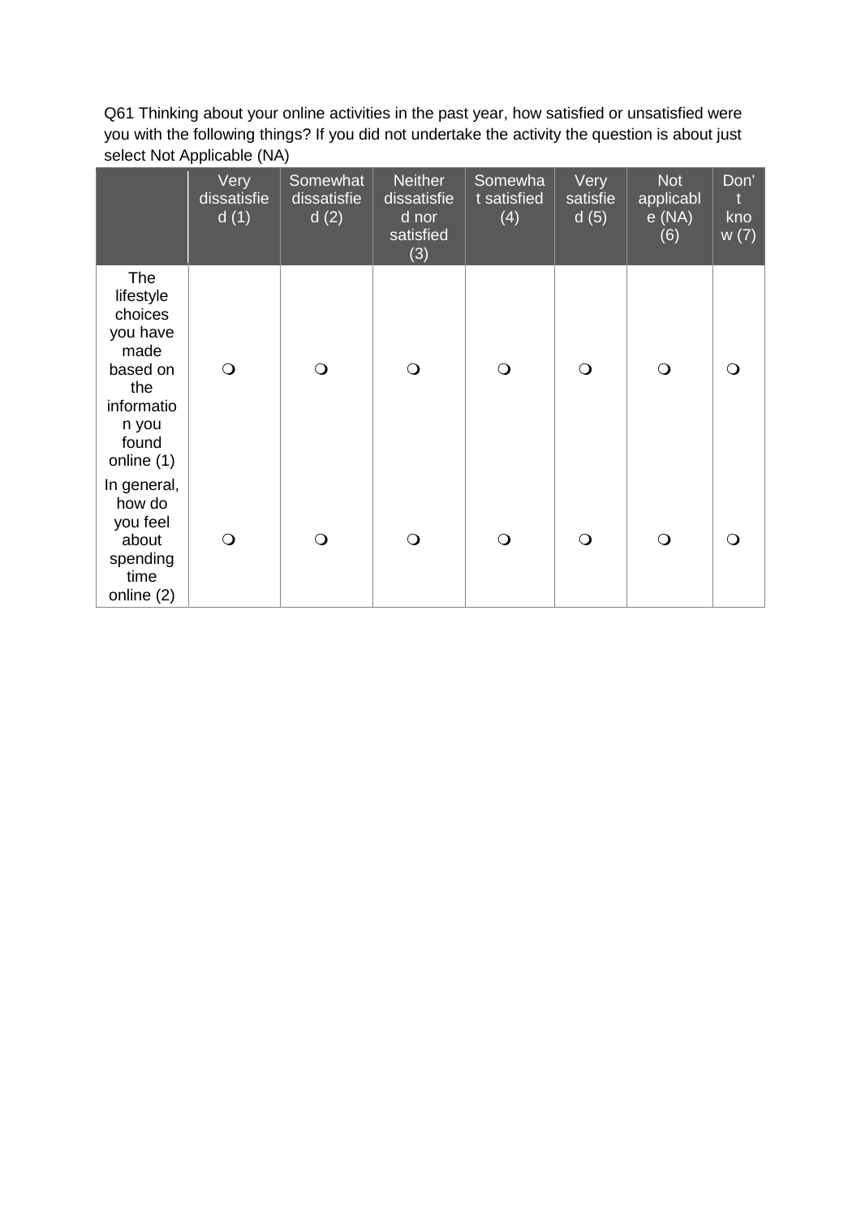Q61 Thinking about your online activities in the past year, how satisfied or unsatisfied were you with the following things? If you did not undertake the activity the question is about just select Not Applicable (NA)

| | Very dissatisfied (1) | Somewhat dissatisfied (2) | Neither dissatisfied nor satisfied (3) | Somewhat satisfied (4) | Very satisfied (5) | Not applicable (NA) (6) | Don't know (7) |
|---|---|---|---|---|---|---|---|
| The lifestyle choices you have made based on the information you found online (1) | ○ | ○ | ○ | ○ | ○ | ○ | ○ |
| In general, how do you feel about spending time online (2) | ○ | ○ | ○ | ○ | ○ | ○ | ○ |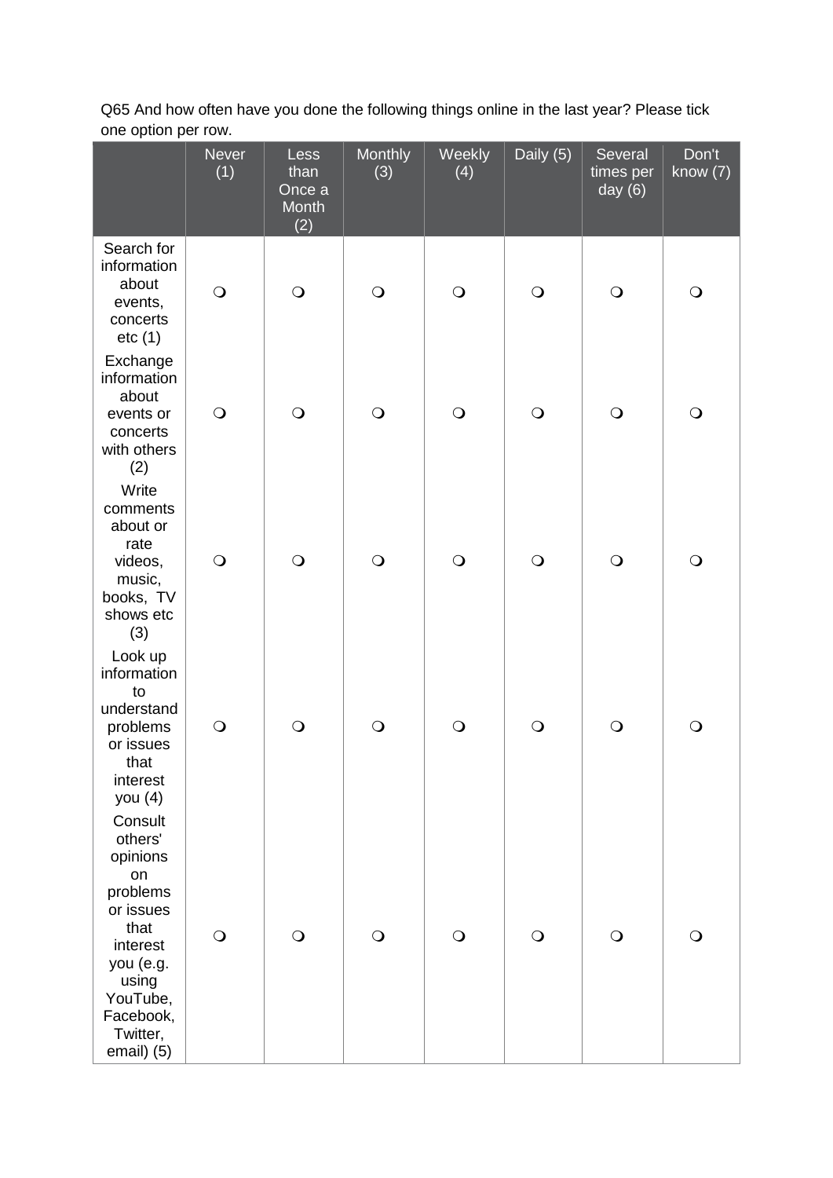Q65 And how often have you done the following things online in the last year? Please tick one option per row.

| | Never (1) | Less than Once a Month (2) | Monthly (3) | Weekly (4) | Daily (5) | Several times per day (6) | Don't know (7) |
|---|---|---|---|---|---|---|---|
| Search for information about events, concerts etc (1) | ❍ | ❍ | ❍ | ❍ | ❍ | ❍ | ❍ |
| Exchange information about events or concerts with others (2) | ❍ | ❍ | ❍ | ❍ | ❍ | ❍ | ❍ |
| Write comments about or rate videos, music, books, TV shows etc (3) | ❍ | ❍ | ❍ | ❍ | ❍ | ❍ | ❍ |
| Look up information to understand problems or issues that interest you (4) | ❍ | ❍ | ❍ | ❍ | ❍ | ❍ | ❍ |
| Consult others' opinions on problems or issues that interest you (e.g. using YouTube, Facebook, Twitter, email) (5) | ❍ | ❍ | ❍ | ❍ | ❍ | ❍ | ❍ |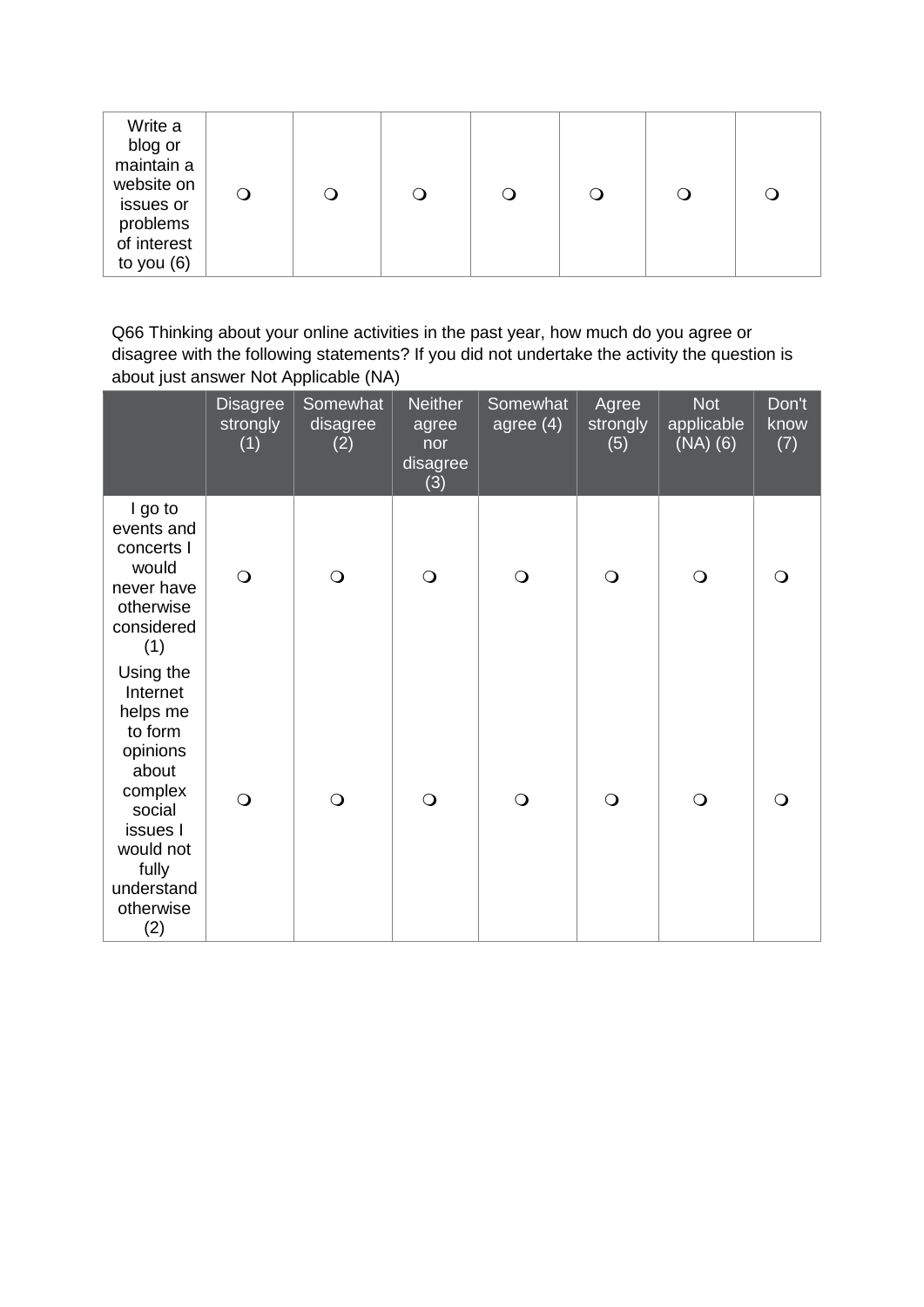| | | | | | | | |
|---|---|---|---|---|---|---|---|
| Write a blog or maintain a website on issues or problems of interest to you (6) | ❍ | ❍ | ❍ | ❍ | ❍ | ❍ | ❍ |

Q66 Thinking about your online activities in the past year, how much do you agree or disagree with the following statements? If you did not undertake the activity the question is about just answer Not Applicable (NA)

| | Disagree strongly (1) | Somewhat disagree (2) | Neither agree nor disagree (3) | Somewhat agree (4) | Agree strongly (5) | Not applicable (NA) (6) | Don't know (7) |
|---|---|---|---|---|---|---|---|
| I go to events and concerts I would never have otherwise considered (1) | ❍ | ❍ | ❍ | ❍ | ❍ | ❍ | ❍ |
| Using the Internet helps me to form opinions about complex social issues I would not fully understand otherwise (2) | ❍ | ❍ | ❍ | ❍ | ❍ | ❍ | ❍ |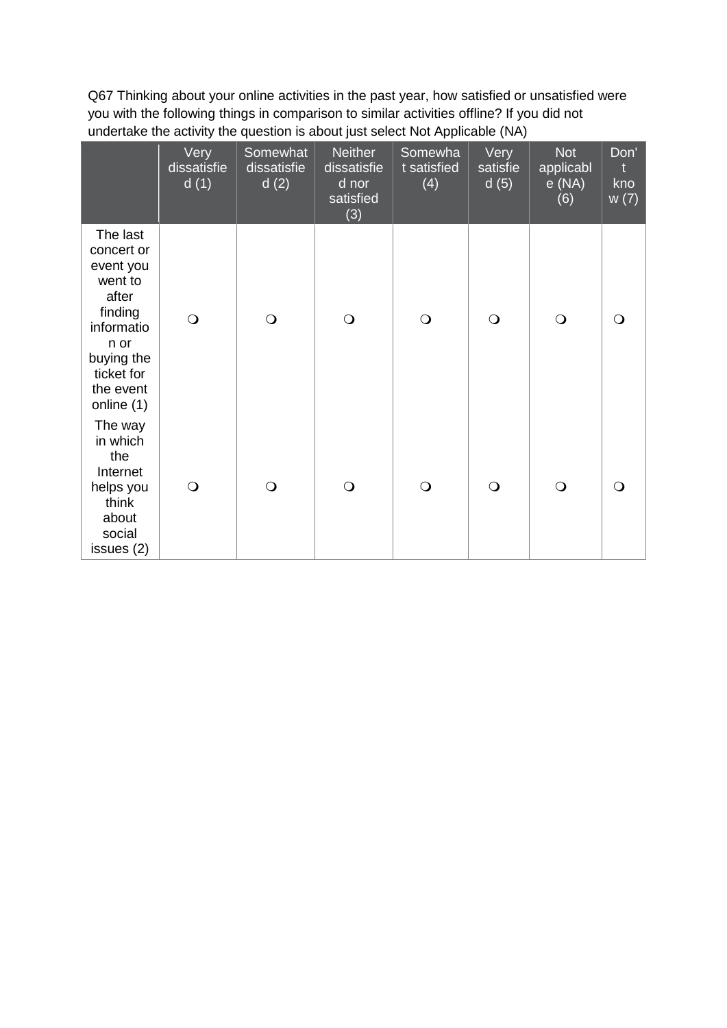Q67 Thinking about your online activities in the past year, how satisfied or unsatisfied were you with the following things in comparison to similar activities offline? If you did not undertake the activity the question is about just select Not Applicable (NA)

| | Very dissatisfied (1) | Somewhat dissatisfied (2) | Neither dissatisfied nor satisfied (3) | Somewhat satisfied (4) | Very satisfied (5) | Not applicable (NA) (6) | Don't know (7) |
|---|---|---|---|---|---|---|---|
| The last concert or event you went to after finding information or buying the ticket for the event online (1) | ❍ | ❍ | ❍ | ❍ | ❍ | ❍ | ❍ |
| The way in which the Internet helps you think about social issues (2) | ❍ | ❍ | ❍ | ❍ | ❍ | ❍ | ❍ |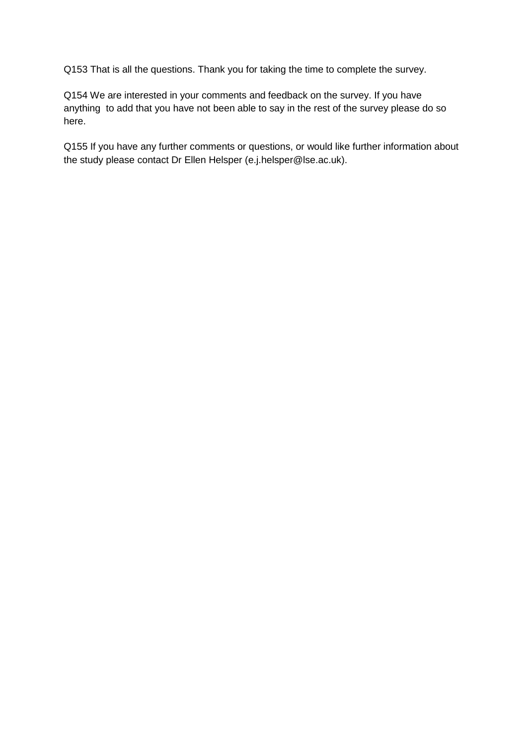Q153 That is all the questions. Thank you for taking the time to complete the survey.

Q154 We are interested in your comments and feedback on the survey. If you have anything to add that you have not been able to say in the rest of the survey please do so here.

Q155 If you have any further comments or questions, or would like further information about the study please contact Dr Ellen Helsper (e.j.helsper@lse.ac.uk).